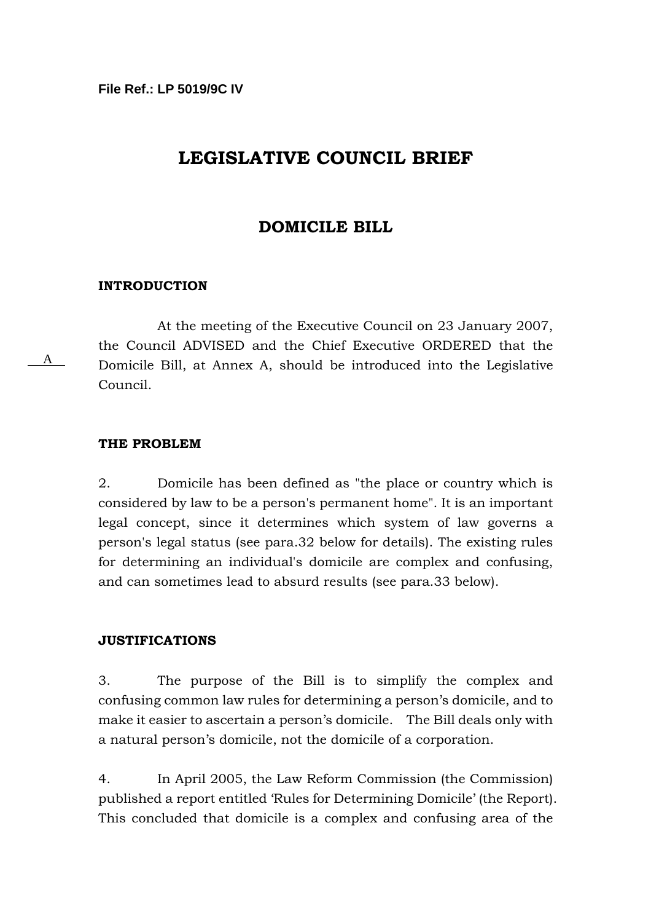**File Ref.: LP 5019/9C IV**

# LEGISLATIVE COUNCIL BRIEF

## DOMICILE BILL

### INTRODUCTION

A

At the meeting of the Executive Council on 23 January 2007, the Council ADVISED and the Chief Executive ORDERED that the Domicile Bill, at Annex A, should be introduced into the Legislative Council.

### THE PROBLEM

2. Domicile has been defined as "the place or country which is considered by law to be a person's permanent home". It is an important legal concept, since it determines which system of law governs a person's legal status (see para.32 below for details). The existing rules for determining an individual's domicile are complex and confusing, and can sometimes lead to absurd results (see para.33 below).

### JUSTIFICATIONS

3. The purpose of the Bill is to simplify the complex and confusing common law rules for determining a person's domicile, and to make it easier to ascertain a person's domicile. The Bill deals only with a natural person's domicile, not the domicile of a corporation.

4. In April 2005, the Law Reform Commission (the Commission) published a report entitled 'Rules for Determining Domicile' (the Report). This concluded that domicile is a complex and confusing area of the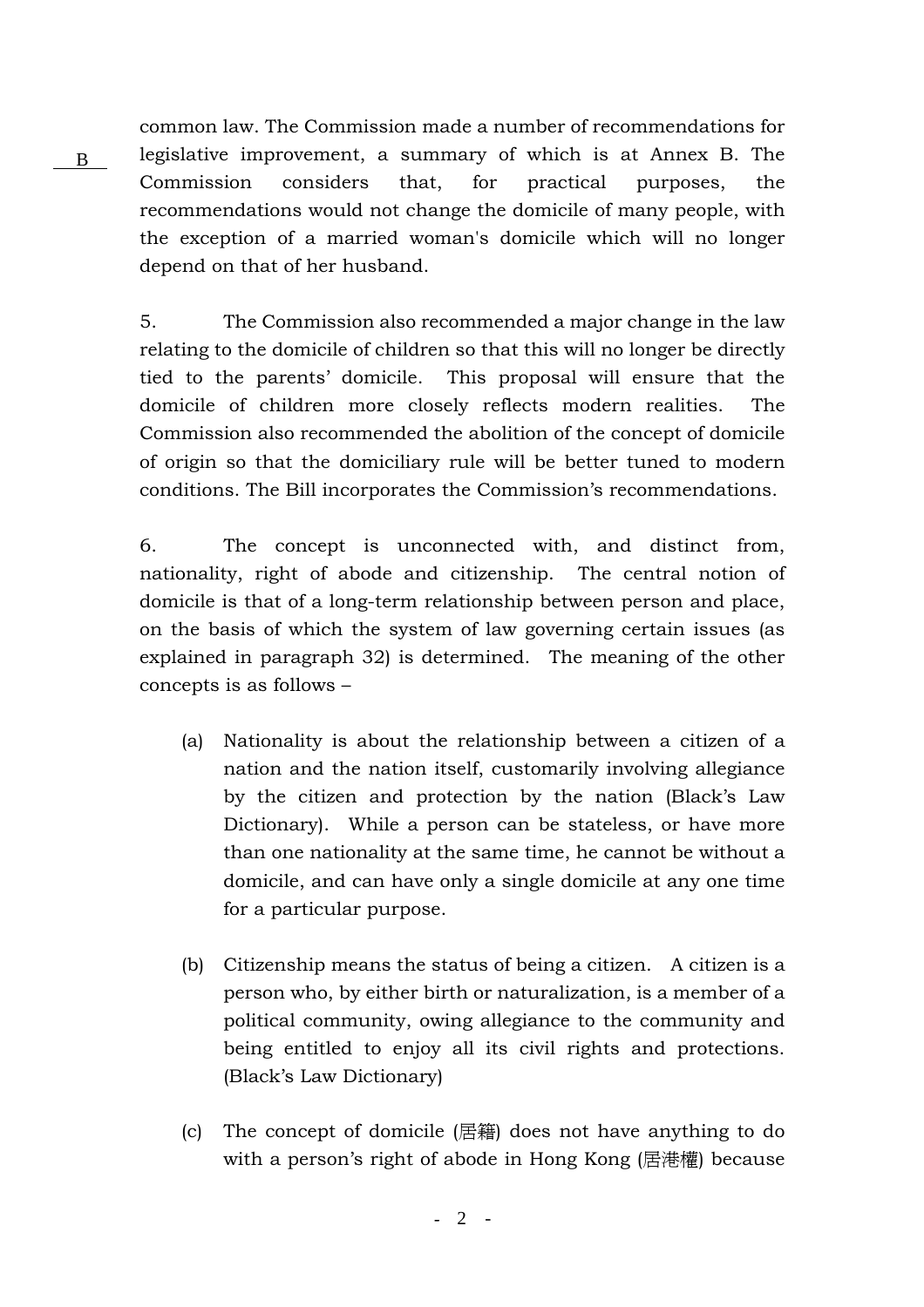B

common law. The Commission made a number of recommendations for legislative improvement, a summary of which is at Annex B. The Commission considers that, for practical purposes, the recommendations would not change the domicile of many people, with the exception of a married woman's domicile which will no longer depend on that of her husband.

5. The Commission also recommended a major change in the law relating to the domicile of children so that this will no longer be directly tied to the parents' domicile. This proposal will ensure that the domicile of children more closely reflects modern realities. The Commission also recommended the abolition of the concept of domicile of origin so that the domiciliary rule will be better tuned to modern conditions. The Bill incorporates the Commission's recommendations.

6. The concept is unconnected with, and distinct from, nationality, right of abode and citizenship. The central notion of domicile is that of a long-term relationship between person and place, on the basis of which the system of law governing certain issues (as explained in paragraph 32) is determined. The meaning of the other concepts is as follows –

(a) Nationality is about the relationship between a citizen of a nation and the nation itself, customarily involving allegiance by the citizen and protection by the nation (Black's Law Dictionary). While a person can be stateless, or have more than one nationality at the same time, he cannot be without a domicile, and can have only a single domicile at any one time for a particular purpose.

(b) Citizenship means the status of being a citizen. A citizen is a person who, by either birth or naturalization, is a member of a political community, owing allegiance to the community and being entitled to enjoy all its civil rights and protections. (Black's Law Dictionary)

(c) The concept of domicile (居籍) does not have anything to do with a person's right of abode in Hong Kong (居港權) because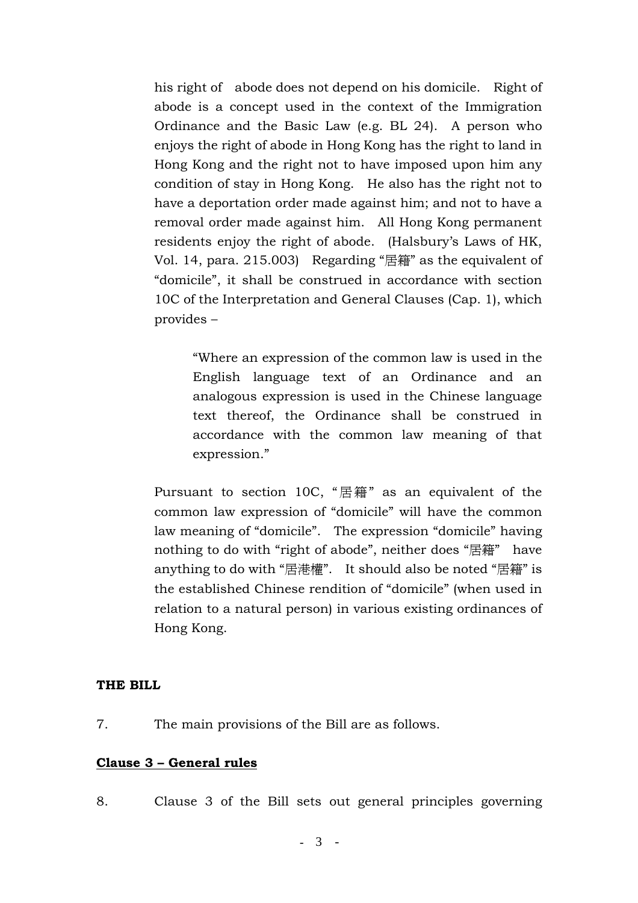his right of abode does not depend on his domicile. Right of abode is a concept used in the context of the Immigration Ordinance and the Basic Law (e.g. BL 24). A person who enjoys the right of abode in Hong Kong has the right to land in Hong Kong and the right not to have imposed upon him any condition of stay in Hong Kong. He also has the right not to have a deportation order made against him; and not to have a removal order made against him. All Hong Kong permanent residents enjoy the right of abode. (Halsbury's Laws of HK, Vol. 14, para. 215.003) Regarding "居籍" as the equivalent of "domicile", it shall be construed in accordance with section 10C of the Interpretation and General Clauses (Cap. 1), which provides –

> "Where an expression of the common law is used in the English language text of an Ordinance and an analogous expression is used in the Chinese language text thereof, the Ordinance shall be construed in accordance with the common law meaning of that expression."

Pursuant to section 10C, "居籍" as an equivalent of the common law expression of "domicile" will have the common law meaning of "domicile". The expression "domicile" having nothing to do with "right of abode", neither does "居籍" have anything to do with "居港權". It should also be noted "居籍" is the established Chinese rendition of "domicile" (when used in relation to a natural person) in various existing ordinances of Hong Kong.

**THE BILL**

7. The main provisions of the Bill are as follows.

**<u>Clause 3 – General rules</u>**

8. Clause 3 of the Bill sets out general principles governing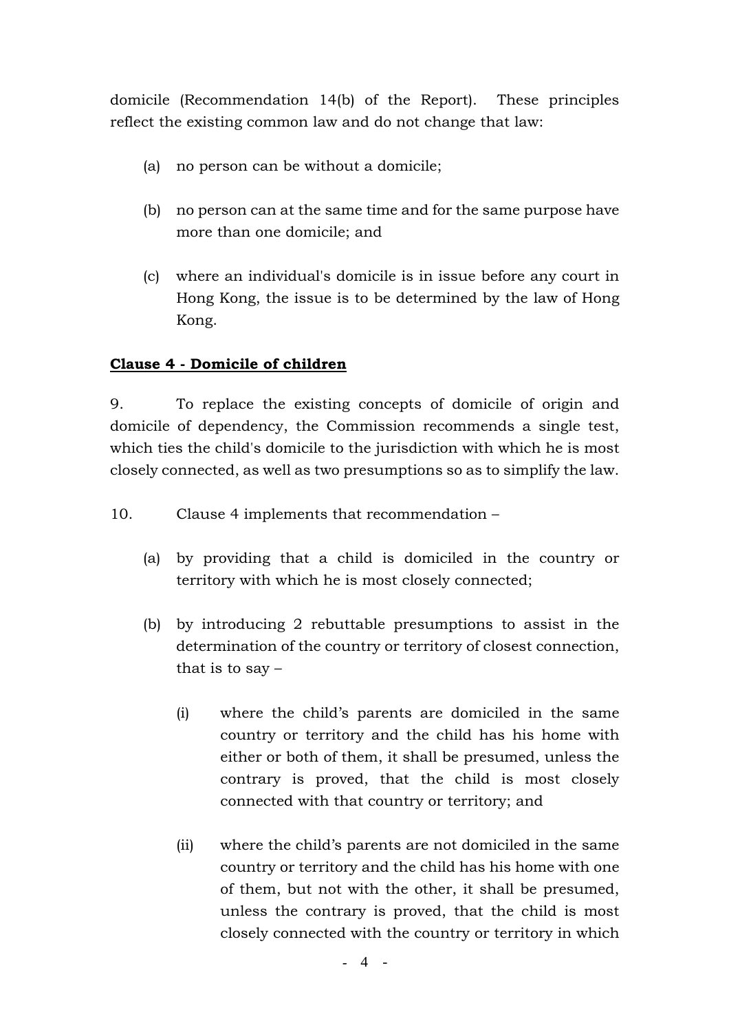domicile (Recommendation 14(b) of the Report). These principles reflect the existing common law and do not change that law:

(a) no person can be without a domicile;

(b) no person can at the same time and for the same purpose have more than one domicile; and

(c) where an individual's domicile is in issue before any court in Hong Kong, the issue is to be determined by the law of Hong Kong.

**Clause 4 - Domicile of children**

9. To replace the existing concepts of domicile of origin and domicile of dependency, the Commission recommends a single test, which ties the child's domicile to the jurisdiction with which he is most closely connected, as well as two presumptions so as to simplify the law.

10. Clause 4 implements that recommendation –

(a) by providing that a child is domiciled in the country or territory with which he is most closely connected;

(b) by introducing 2 rebuttable presumptions to assist in the determination of the country or territory of closest connection, that is to say –

  (i) where the child's parents are domiciled in the same country or territory and the child has his home with either or both of them, it shall be presumed, unless the contrary is proved, that the child is most closely connected with that country or territory; and

  (ii) where the child's parents are not domiciled in the same country or territory and the child has his home with one of them, but not with the other, it shall be presumed, unless the contrary is proved, that the child is most closely connected with the country or territory in which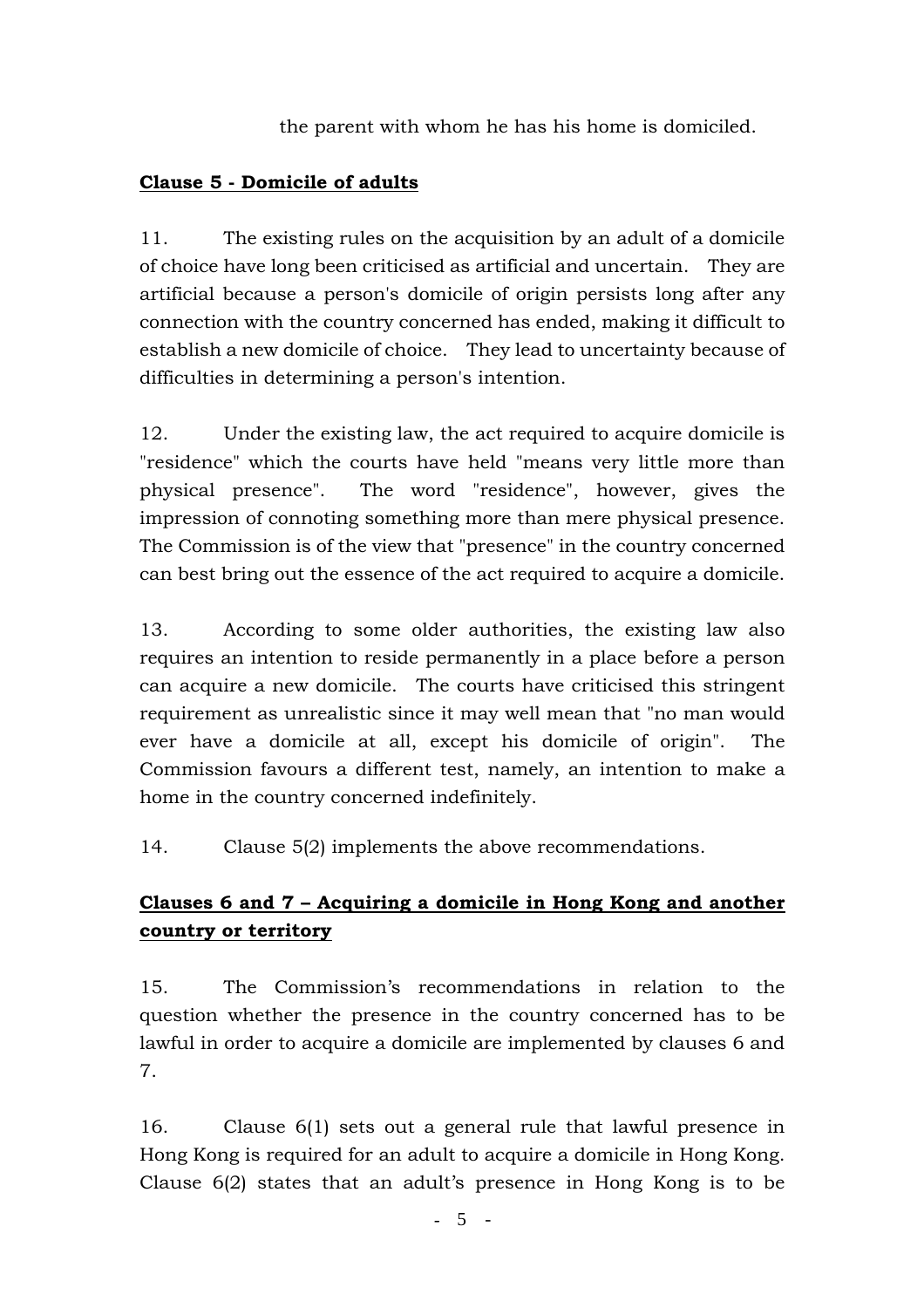the parent with whom he has his home is domiciled.

**Clause 5 - Domicile of adults**

11. The existing rules on the acquisition by an adult of a domicile of choice have long been criticised as artificial and uncertain. They are artificial because a person's domicile of origin persists long after any connection with the country concerned has ended, making it difficult to establish a new domicile of choice. They lead to uncertainty because of difficulties in determining a person's intention.

12. Under the existing law, the act required to acquire domicile is "residence" which the courts have held "means very little more than physical presence". The word "residence", however, gives the impression of connoting something more than mere physical presence. The Commission is of the view that "presence" in the country concerned can best bring out the essence of the act required to acquire a domicile.

13. According to some older authorities, the existing law also requires an intention to reside permanently in a place before a person can acquire a new domicile. The courts have criticised this stringent requirement as unrealistic since it may well mean that "no man would ever have a domicile at all, except his domicile of origin". The Commission favours a different test, namely, an intention to make a home in the country concerned indefinitely.

14. Clause 5(2) implements the above recommendations.

**Clauses 6 and 7 – Acquiring a domicile in Hong Kong and another country or territory**

15. The Commission's recommendations in relation to the question whether the presence in the country concerned has to be lawful in order to acquire a domicile are implemented by clauses 6 and 7.

16. Clause 6(1) sets out a general rule that lawful presence in Hong Kong is required for an adult to acquire a domicile in Hong Kong. Clause 6(2) states that an adult's presence in Hong Kong is to be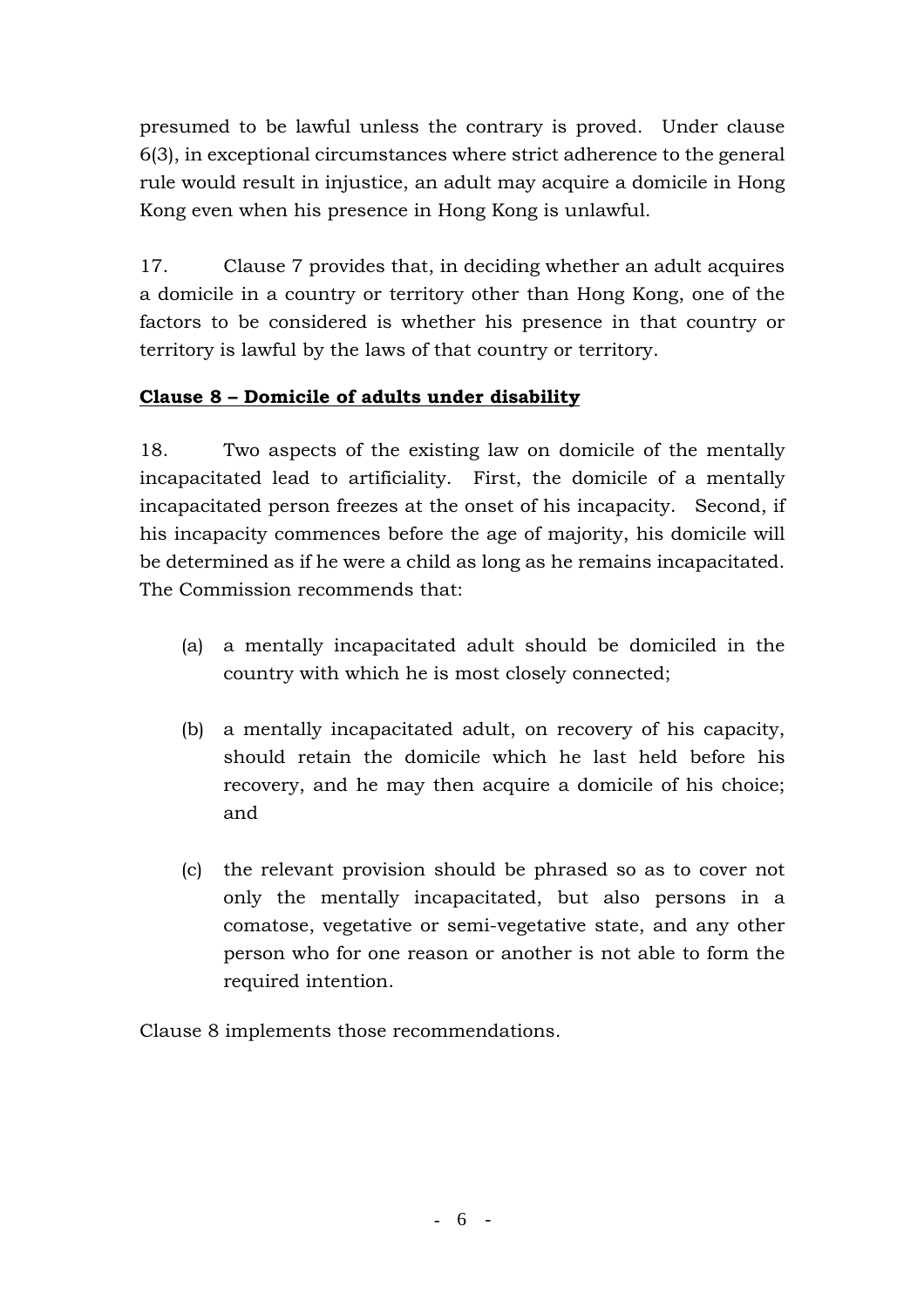presumed to be lawful unless the contrary is proved. Under clause 6(3), in exceptional circumstances where strict adherence to the general rule would result in injustice, an adult may acquire a domicile in Hong Kong even when his presence in Hong Kong is unlawful.

17. Clause 7 provides that, in deciding whether an adult acquires a domicile in a country or territory other than Hong Kong, one of the factors to be considered is whether his presence in that country or territory is lawful by the laws of that country or territory.

**Clause 8 – Domicile of adults under disability**

18. Two aspects of the existing law on domicile of the mentally incapacitated lead to artificiality. First, the domicile of a mentally incapacitated person freezes at the onset of his incapacity. Second, if his incapacity commences before the age of majority, his domicile will be determined as if he were a child as long as he remains incapacitated. The Commission recommends that:

(a) a mentally incapacitated adult should be domiciled in the country with which he is most closely connected;

(b) a mentally incapacitated adult, on recovery of his capacity, should retain the domicile which he last held before his recovery, and he may then acquire a domicile of his choice; and

(c) the relevant provision should be phrased so as to cover not only the mentally incapacitated, but also persons in a comatose, vegetative or semi-vegetative state, and any other person who for one reason or another is not able to form the required intention.

Clause 8 implements those recommendations.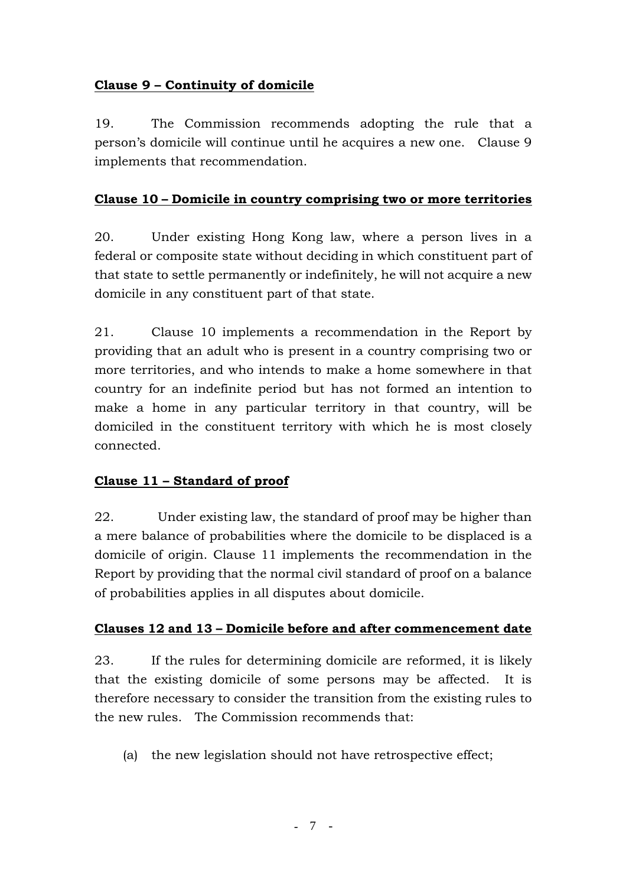**<u>Clause 9 – Continuity of domicile</u>**

19. The Commission recommends adopting the rule that a person's domicile will continue until he acquires a new one. Clause 9 implements that recommendation.

**<u>Clause 10 – Domicile in country comprising two or more territories</u>**

20. Under existing Hong Kong law, where a person lives in a federal or composite state without deciding in which constituent part of that state to settle permanently or indefinitely, he will not acquire a new domicile in any constituent part of that state.

21. Clause 10 implements a recommendation in the Report by providing that an adult who is present in a country comprising two or more territories, and who intends to make a home somewhere in that country for an indefinite period but has not formed an intention to make a home in any particular territory in that country, will be domiciled in the constituent territory with which he is most closely connected.

**<u>Clause 11 – Standard of proof</u>**

22. Under existing law, the standard of proof may be higher than a mere balance of probabilities where the domicile to be displaced is a domicile of origin. Clause 11 implements the recommendation in the Report by providing that the normal civil standard of proof on a balance of probabilities applies in all disputes about domicile.

**<u>Clauses 12 and 13 – Domicile before and after commencement date</u>**

23. If the rules for determining domicile are reformed, it is likely that the existing domicile of some persons may be affected. It is therefore necessary to consider the transition from the existing rules to the new rules. The Commission recommends that:

(a) the new legislation should not have retrospective effect;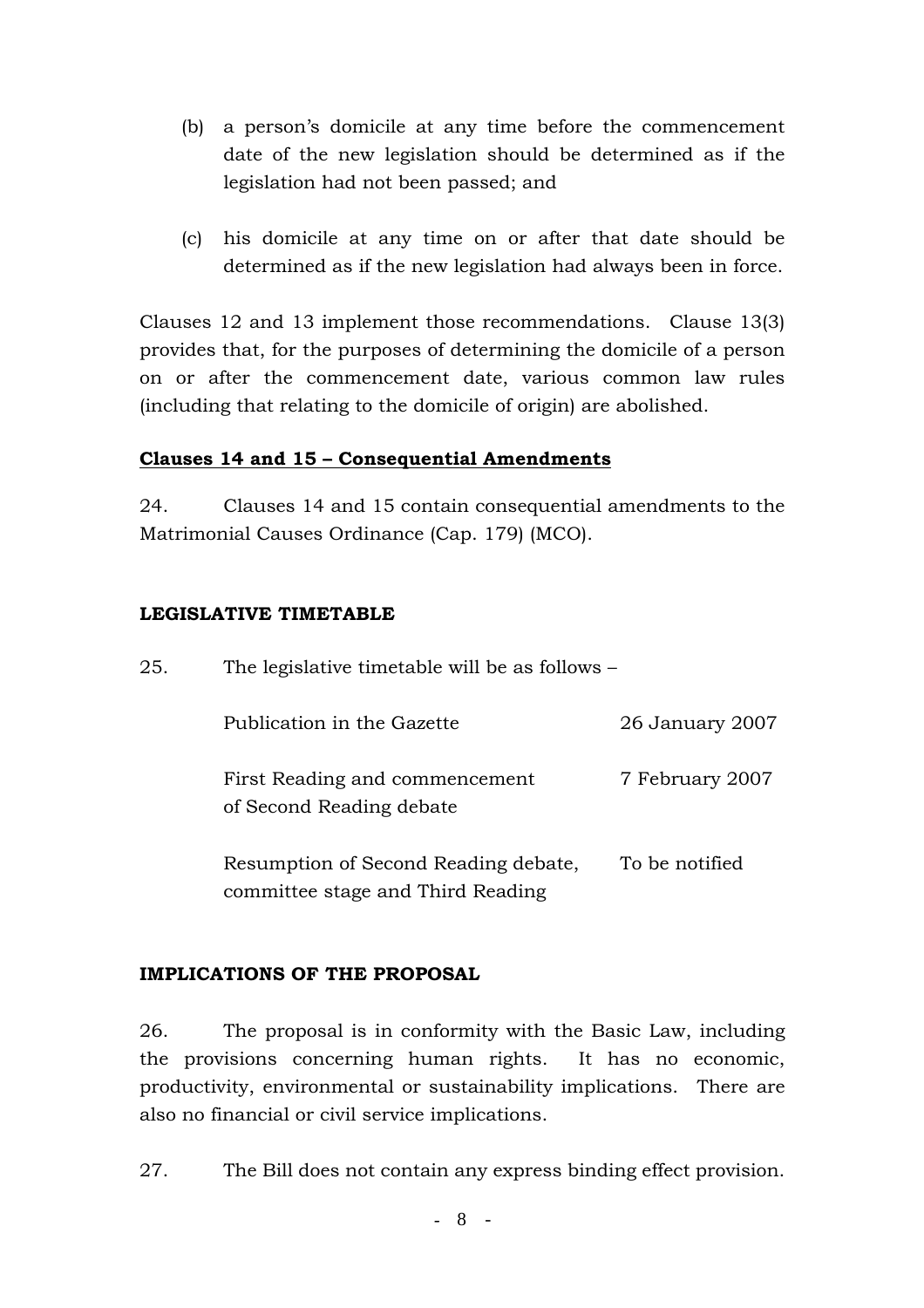(b) a person's domicile at any time before the commencement date of the new legislation should be determined as if the legislation had not been passed; and

(c) his domicile at any time on or after that date should be determined as if the new legislation had always been in force.

Clauses 12 and 13 implement those recommendations. Clause 13(3) provides that, for the purposes of determining the domicile of a person on or after the commencement date, various common law rules (including that relating to the domicile of origin) are abolished.

**Clauses 14 and 15 – Consequential Amendments**

24. Clauses 14 and 15 contain consequential amendments to the Matrimonial Causes Ordinance (Cap. 179) (MCO).

**LEGISLATIVE TIMETABLE**

25. The legislative timetable will be as follows –

| | |
|---|---|
| Publication in the Gazette | 26 January 2007 |
| First Reading and commencement of Second Reading debate | 7 February 2007 |
| Resumption of Second Reading debate, committee stage and Third Reading | To be notified |

**IMPLICATIONS OF THE PROPOSAL**

26. The proposal is in conformity with the Basic Law, including the provisions concerning human rights. It has no economic, productivity, environmental or sustainability implications. There are also no financial or civil service implications.

27. The Bill does not contain any express binding effect provision.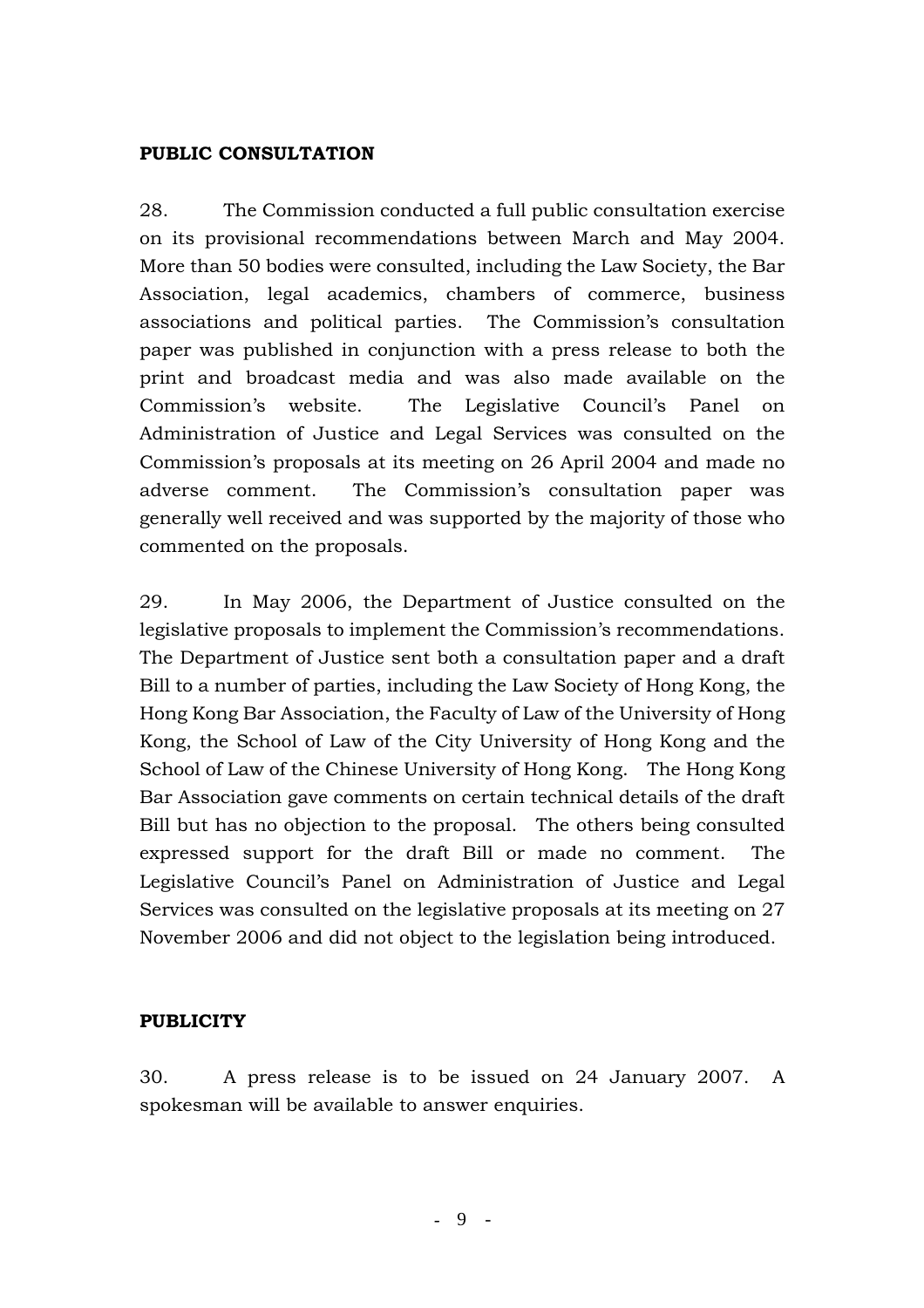## PUBLIC CONSULTATION

28. The Commission conducted a full public consultation exercise on its provisional recommendations between March and May 2004. More than 50 bodies were consulted, including the Law Society, the Bar Association, legal academics, chambers of commerce, business associations and political parties. The Commission's consultation paper was published in conjunction with a press release to both the print and broadcast media and was also made available on the Commission's website. The Legislative Council's Panel on Administration of Justice and Legal Services was consulted on the Commission's proposals at its meeting on 26 April 2004 and made no adverse comment. The Commission's consultation paper was generally well received and was supported by the majority of those who commented on the proposals.

29. In May 2006, the Department of Justice consulted on the legislative proposals to implement the Commission's recommendations. The Department of Justice sent both a consultation paper and a draft Bill to a number of parties, including the Law Society of Hong Kong, the Hong Kong Bar Association, the Faculty of Law of the University of Hong Kong, the School of Law of the City University of Hong Kong and the School of Law of the Chinese University of Hong Kong. The Hong Kong Bar Association gave comments on certain technical details of the draft Bill but has no objection to the proposal. The others being consulted expressed support for the draft Bill or made no comment. The Legislative Council's Panel on Administration of Justice and Legal Services was consulted on the legislative proposals at its meeting on 27 November 2006 and did not object to the legislation being introduced.

## PUBLICITY

30. A press release is to be issued on 24 January 2007. A spokesman will be available to answer enquiries.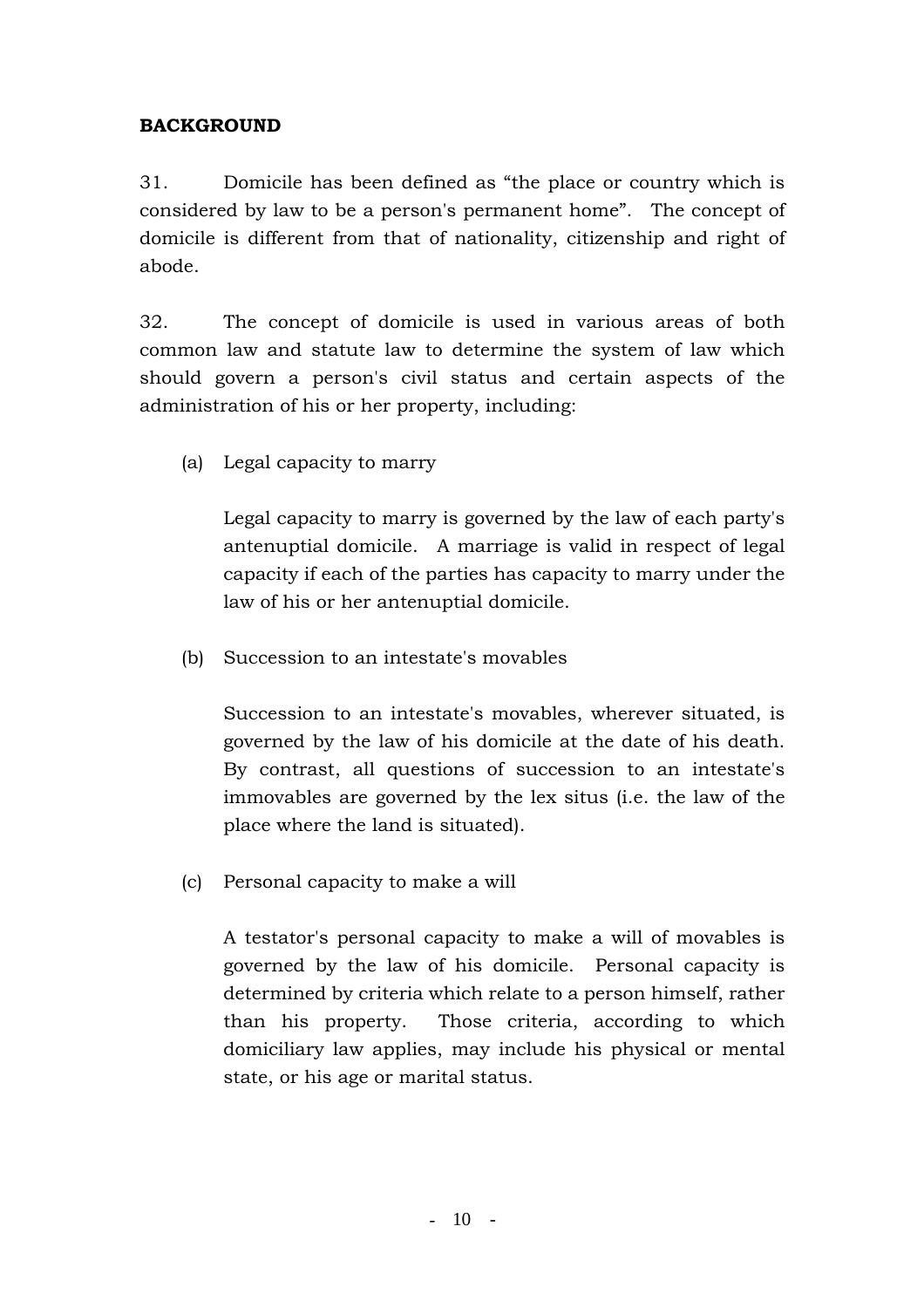**BACKGROUND**

31. Domicile has been defined as "the place or country which is considered by law to be a person's permanent home". The concept of domicile is different from that of nationality, citizenship and right of abode.

32. The concept of domicile is used in various areas of both common law and statute law to determine the system of law which should govern a person's civil status and certain aspects of the administration of his or her property, including:

(a) Legal capacity to marry

Legal capacity to marry is governed by the law of each party's antenuptial domicile. A marriage is valid in respect of legal capacity if each of the parties has capacity to marry under the law of his or her antenuptial domicile.

(b) Succession to an intestate's movables

Succession to an intestate's movables, wherever situated, is governed by the law of his domicile at the date of his death. By contrast, all questions of succession to an intestate's immovables are governed by the lex situs (i.e. the law of the place where the land is situated).

(c) Personal capacity to make a will

A testator's personal capacity to make a will of movables is governed by the law of his domicile. Personal capacity is determined by criteria which relate to a person himself, rather than his property. Those criteria, according to which domiciliary law applies, may include his physical or mental state, or his age or marital status.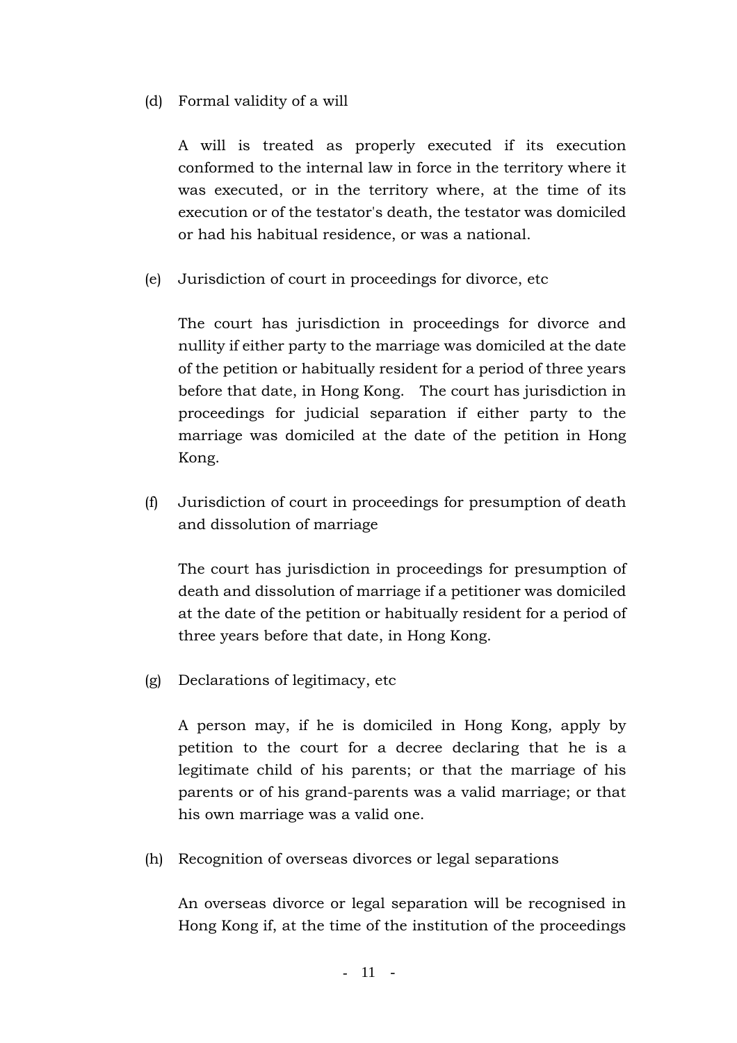(d) Formal validity of a will

A will is treated as properly executed if its execution conformed to the internal law in force in the territory where it was executed, or in the territory where, at the time of its execution or of the testator's death, the testator was domiciled or had his habitual residence, or was a national.

(e) Jurisdiction of court in proceedings for divorce, etc

The court has jurisdiction in proceedings for divorce and nullity if either party to the marriage was domiciled at the date of the petition or habitually resident for a period of three years before that date, in Hong Kong. The court has jurisdiction in proceedings for judicial separation if either party to the marriage was domiciled at the date of the petition in Hong Kong.

(f) Jurisdiction of court in proceedings for presumption of death and dissolution of marriage

The court has jurisdiction in proceedings for presumption of death and dissolution of marriage if a petitioner was domiciled at the date of the petition or habitually resident for a period of three years before that date, in Hong Kong.

(g) Declarations of legitimacy, etc

A person may, if he is domiciled in Hong Kong, apply by petition to the court for a decree declaring that he is a legitimate child of his parents; or that the marriage of his parents or of his grand-parents was a valid marriage; or that his own marriage was a valid one.

(h) Recognition of overseas divorces or legal separations

An overseas divorce or legal separation will be recognised in Hong Kong if, at the time of the institution of the proceedings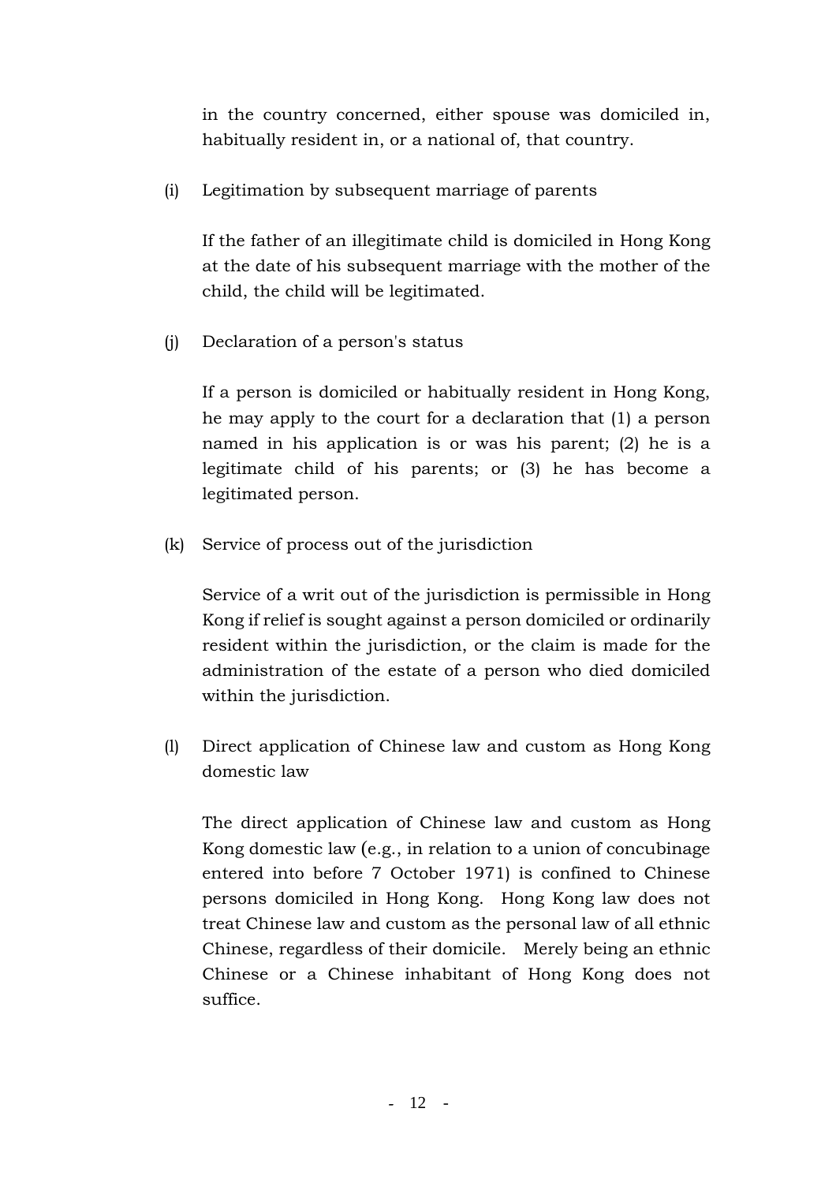in the country concerned, either spouse was domiciled in, habitually resident in, or a national of, that country.

(i) Legitimation by subsequent marriage of parents

If the father of an illegitimate child is domiciled in Hong Kong at the date of his subsequent marriage with the mother of the child, the child will be legitimated.

(j) Declaration of a person's status

If a person is domiciled or habitually resident in Hong Kong, he may apply to the court for a declaration that (1) a person named in his application is or was his parent; (2) he is a legitimate child of his parents; or (3) he has become a legitimated person.

(k) Service of process out of the jurisdiction

Service of a writ out of the jurisdiction is permissible in Hong Kong if relief is sought against a person domiciled or ordinarily resident within the jurisdiction, or the claim is made for the administration of the estate of a person who died domiciled within the jurisdiction.

(l) Direct application of Chinese law and custom as Hong Kong domestic law

The direct application of Chinese law and custom as Hong Kong domestic law (e.g., in relation to a union of concubinage entered into before 7 October 1971) is confined to Chinese persons domiciled in Hong Kong. Hong Kong law does not treat Chinese law and custom as the personal law of all ethnic Chinese, regardless of their domicile. Merely being an ethnic Chinese or a Chinese inhabitant of Hong Kong does not suffice.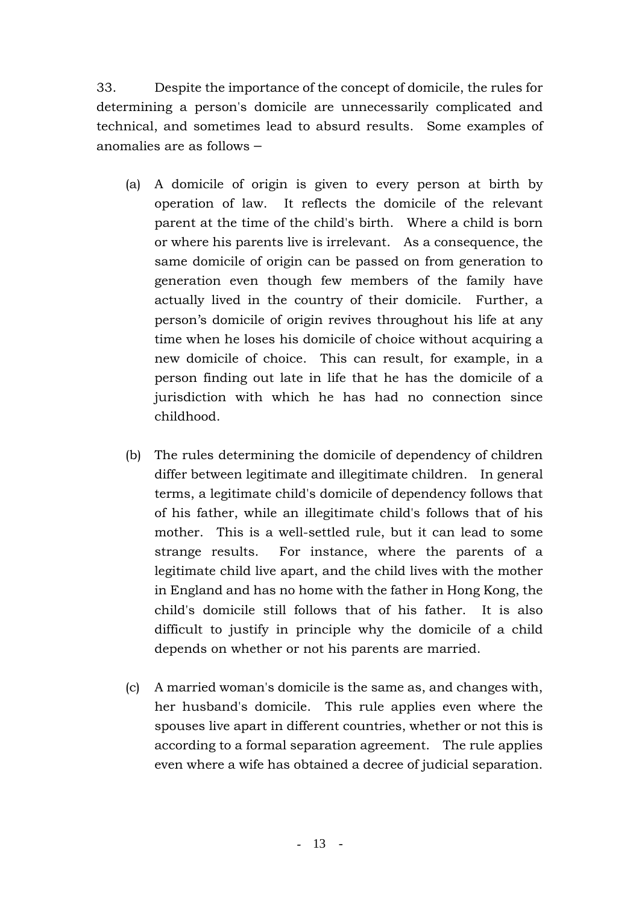33. Despite the importance of the concept of domicile, the rules for determining a person's domicile are unnecessarily complicated and technical, and sometimes lead to absurd results. Some examples of anomalies are as follows –

(a) A domicile of origin is given to every person at birth by operation of law. It reflects the domicile of the relevant parent at the time of the child's birth. Where a child is born or where his parents live is irrelevant. As a consequence, the same domicile of origin can be passed on from generation to generation even though few members of the family have actually lived in the country of their domicile. Further, a person's domicile of origin revives throughout his life at any time when he loses his domicile of choice without acquiring a new domicile of choice. This can result, for example, in a person finding out late in life that he has the domicile of a jurisdiction with which he has had no connection since childhood.

(b) The rules determining the domicile of dependency of children differ between legitimate and illegitimate children. In general terms, a legitimate child's domicile of dependency follows that of his father, while an illegitimate child's follows that of his mother. This is a well-settled rule, but it can lead to some strange results. For instance, where the parents of a legitimate child live apart, and the child lives with the mother in England and has no home with the father in Hong Kong, the child's domicile still follows that of his father. It is also difficult to justify in principle why the domicile of a child depends on whether or not his parents are married.

(c) A married woman's domicile is the same as, and changes with, her husband's domicile. This rule applies even where the spouses live apart in different countries, whether or not this is according to a formal separation agreement. The rule applies even where a wife has obtained a decree of judicial separation.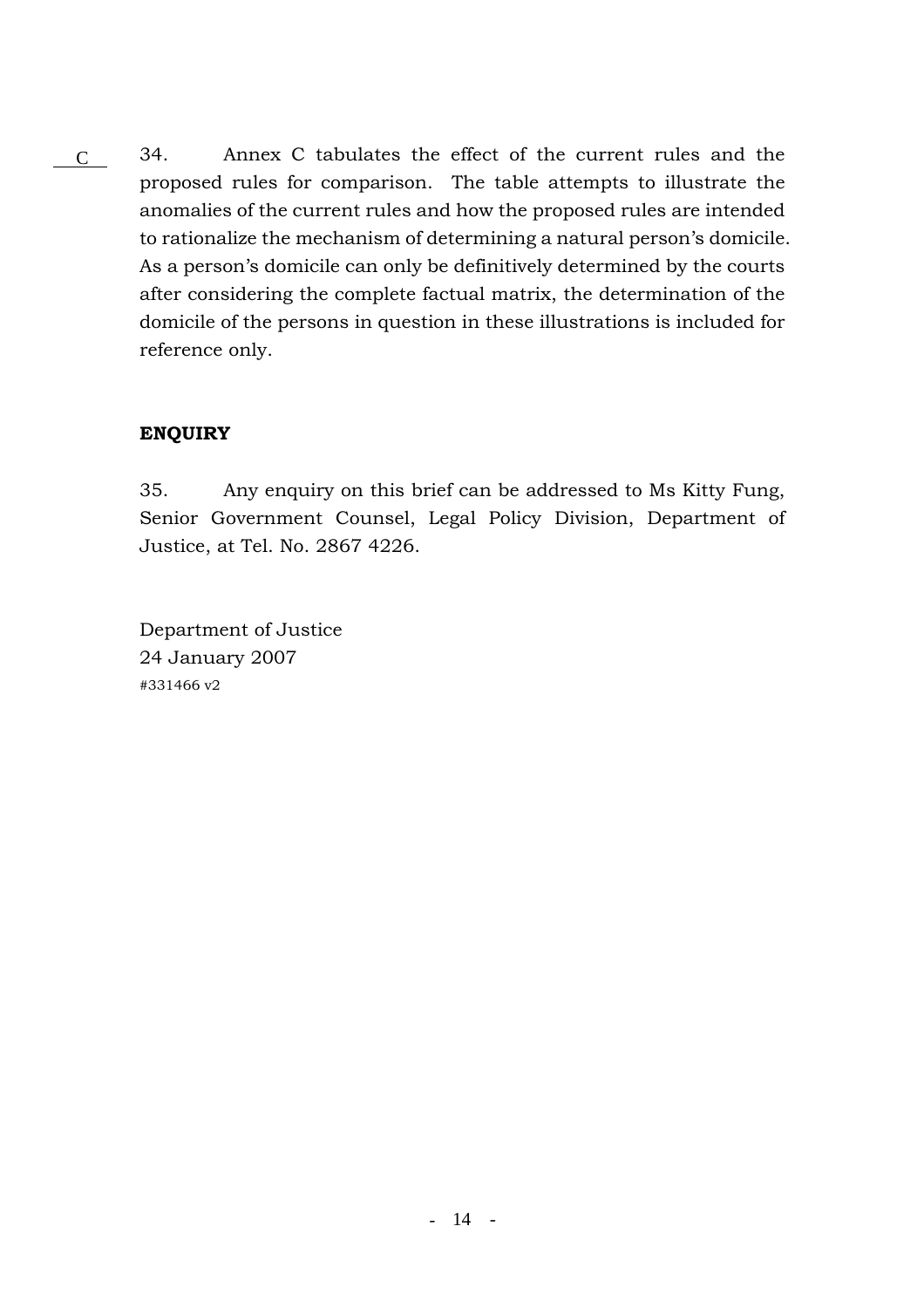C 34. Annex C tabulates the effect of the current rules and the proposed rules for comparison. The table attempts to illustrate the anomalies of the current rules and how the proposed rules are intended to rationalize the mechanism of determining a natural person's domicile. As a person's domicile can only be definitively determined by the courts after considering the complete factual matrix, the determination of the domicile of the persons in question in these illustrations is included for reference only.

**ENQUIRY**

35. Any enquiry on this brief can be addressed to Ms Kitty Fung, Senior Government Counsel, Legal Policy Division, Department of Justice, at Tel. No. 2867 4226.

Department of Justice
24 January 2007
#331466 v2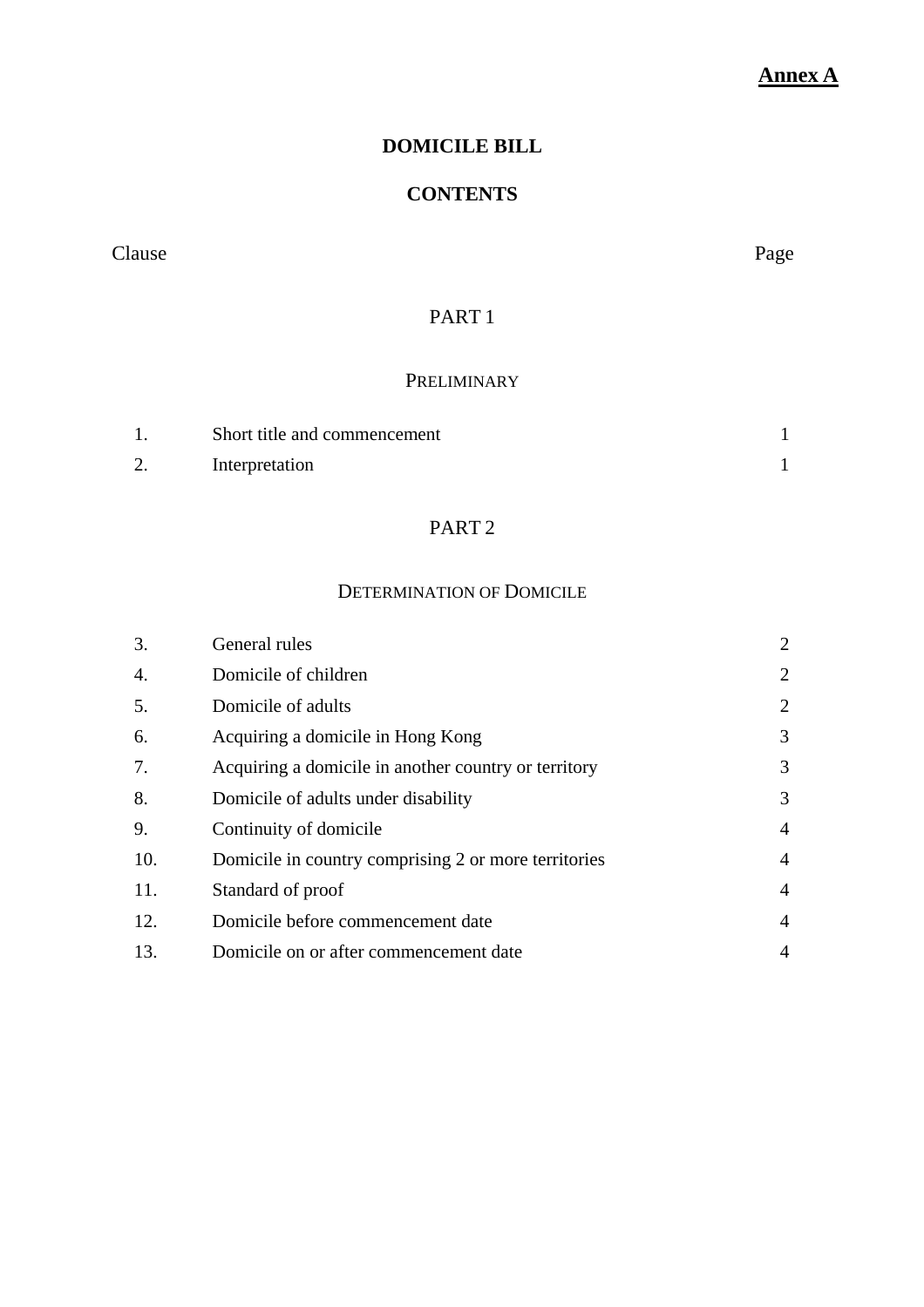**Annex A**

# DOMICILE BILL

## CONTENTS

| Clause | | Page |
|---|---|---|
| | **PART 1** | |
| | **PRELIMINARY** | |
| 1. | Short title and commencement | 1 |
| 2. | Interpretation | 1 |
| | **PART 2** | |
| | **DETERMINATION OF DOMICILE** | |
| 3. | General rules | 2 |
| 4. | Domicile of children | 2 |
| 5. | Domicile of adults | 2 |
| 6. | Acquiring a domicile in Hong Kong | 3 |
| 7. | Acquiring a domicile in another country or territory | 3 |
| 8. | Domicile of adults under disability | 3 |
| 9. | Continuity of domicile | 4 |
| 10. | Domicile in country comprising 2 or more territories | 4 |
| 11. | Standard of proof | 4 |
| 12. | Domicile before commencement date | 4 |
| 13. | Domicile on or after commencement date | 4 |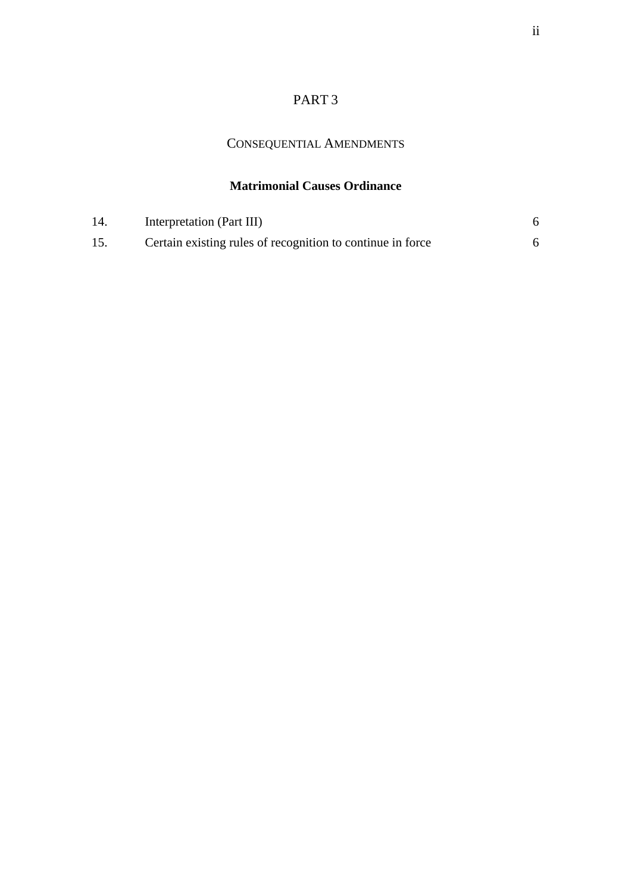## PART 3

### CONSEQUENTIAL AMENDMENTS

**Matrimonial Causes Ordinance**

| | | |
|---|---|---|
| 14. | Interpretation (Part III) | 6 |
| 15. | Certain existing rules of recognition to continue in force | 6 |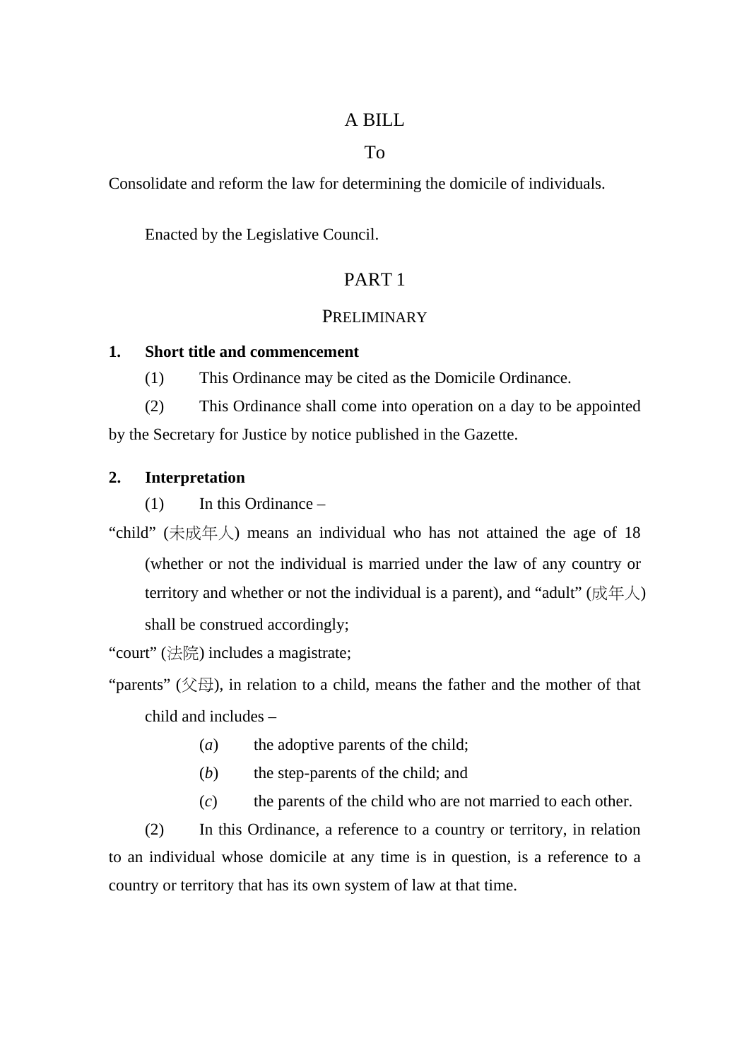A BILL

To

Consolidate and reform the law for determining the domicile of individuals.

Enacted by the Legislative Council.

# PART 1

## PRELIMINARY

**1. Short title and commencement**

(1) This Ordinance may be cited as the Domicile Ordinance.

(2) This Ordinance shall come into operation on a day to be appointed by the Secretary for Justice by notice published in the Gazette.

**2. Interpretation**

(1) In this Ordinance –

"child" (未成年人) means an individual who has not attained the age of 18 (whether or not the individual is married under the law of any country or territory and whether or not the individual is a parent), and "adult" (成年人) shall be construed accordingly;

"court" (法院) includes a magistrate;

"parents" (父母), in relation to a child, means the father and the mother of that child and includes –

(*a*) the adoptive parents of the child;

(*b*) the step-parents of the child; and

(*c*) the parents of the child who are not married to each other.

(2) In this Ordinance, a reference to a country or territory, in relation to an individual whose domicile at any time is in question, is a reference to a country or territory that has its own system of law at that time.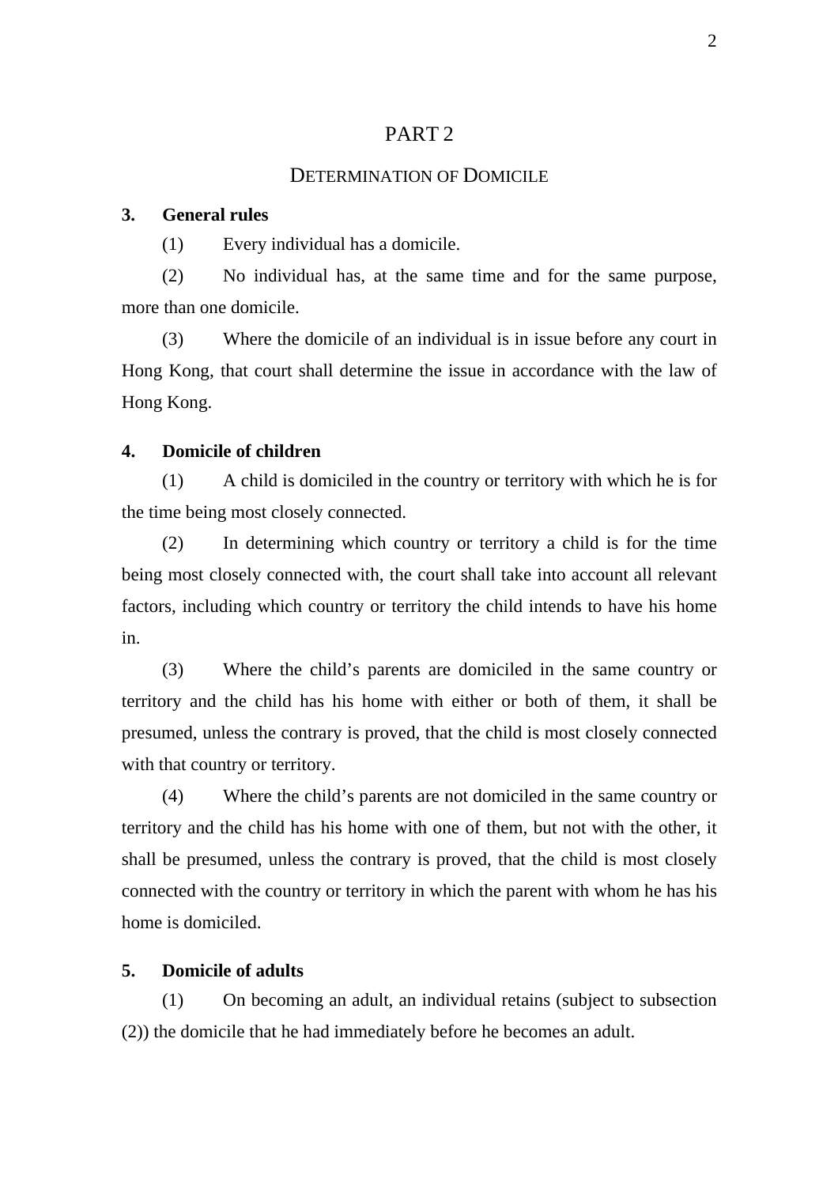# PART 2

## DETERMINATION OF DOMICILE

**3. General rules**

(1) Every individual has a domicile.

(2) No individual has, at the same time and for the same purpose, more than one domicile.

(3) Where the domicile of an individual is in issue before any court in Hong Kong, that court shall determine the issue in accordance with the law of Hong Kong.

**4. Domicile of children**

(1) A child is domiciled in the country or territory with which he is for the time being most closely connected.

(2) In determining which country or territory a child is for the time being most closely connected with, the court shall take into account all relevant factors, including which country or territory the child intends to have his home in.

(3) Where the child's parents are domiciled in the same country or territory and the child has his home with either or both of them, it shall be presumed, unless the contrary is proved, that the child is most closely connected with that country or territory.

(4) Where the child's parents are not domiciled in the same country or territory and the child has his home with one of them, but not with the other, it shall be presumed, unless the contrary is proved, that the child is most closely connected with the country or territory in which the parent with whom he has his home is domiciled.

**5. Domicile of adults**

(1) On becoming an adult, an individual retains (subject to subsection (2)) the domicile that he had immediately before he becomes an adult.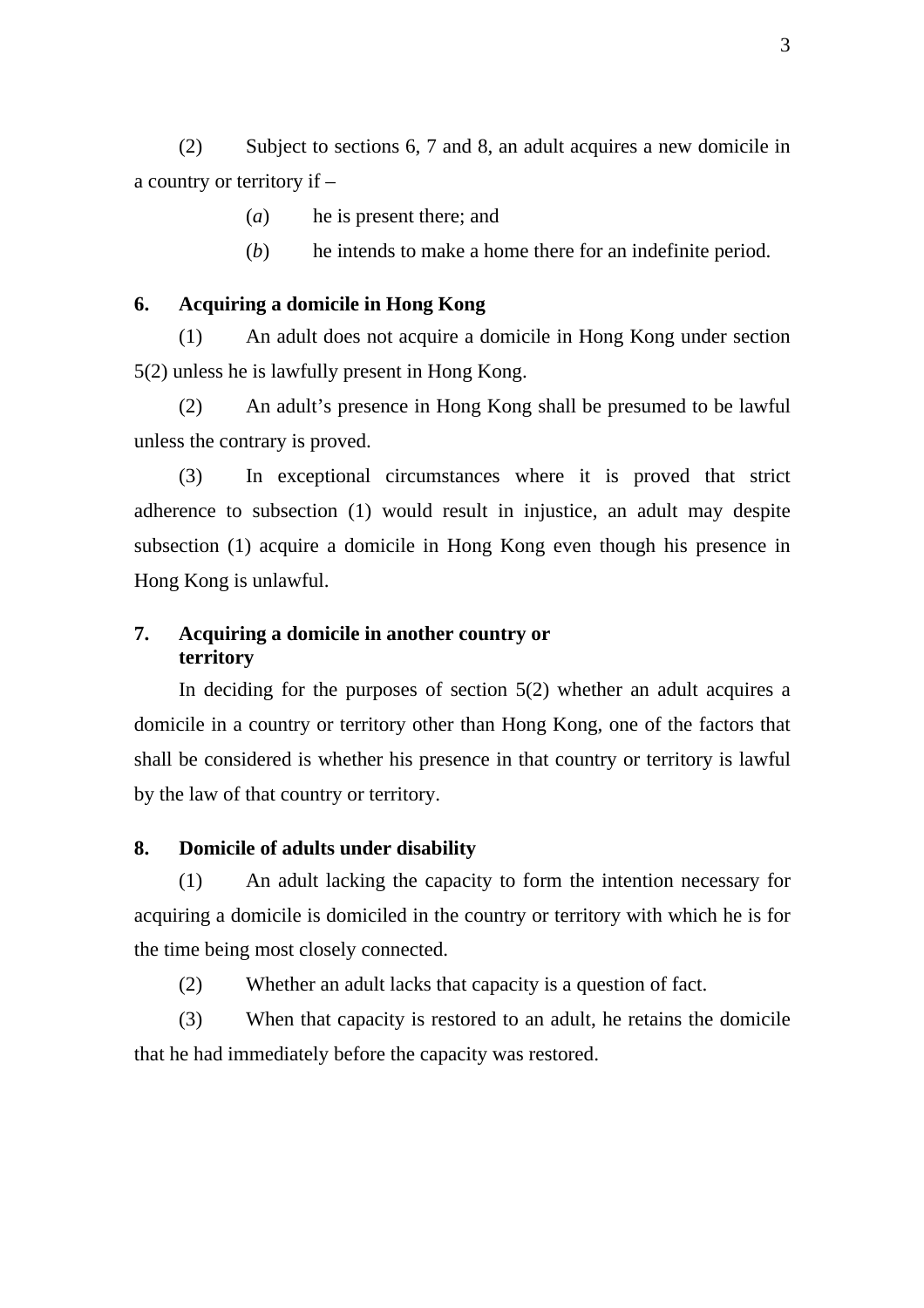(2) Subject to sections 6, 7 and 8, an adult acquires a new domicile in a country or territory if –

(*a*) he is present there; and

(*b*) he intends to make a home there for an indefinite period.

**6. Acquiring a domicile in Hong Kong**

(1) An adult does not acquire a domicile in Hong Kong under section 5(2) unless he is lawfully present in Hong Kong.

(2) An adult's presence in Hong Kong shall be presumed to be lawful unless the contrary is proved.

(3) In exceptional circumstances where it is proved that strict adherence to subsection (1) would result in injustice, an adult may despite subsection (1) acquire a domicile in Hong Kong even though his presence in Hong Kong is unlawful.

**7. Acquiring a domicile in another country or territory**

In deciding for the purposes of section 5(2) whether an adult acquires a domicile in a country or territory other than Hong Kong, one of the factors that shall be considered is whether his presence in that country or territory is lawful by the law of that country or territory.

**8. Domicile of adults under disability**

(1) An adult lacking the capacity to form the intention necessary for acquiring a domicile is domiciled in the country or territory with which he is for the time being most closely connected.

(2) Whether an adult lacks that capacity is a question of fact.

(3) When that capacity is restored to an adult, he retains the domicile that he had immediately before the capacity was restored.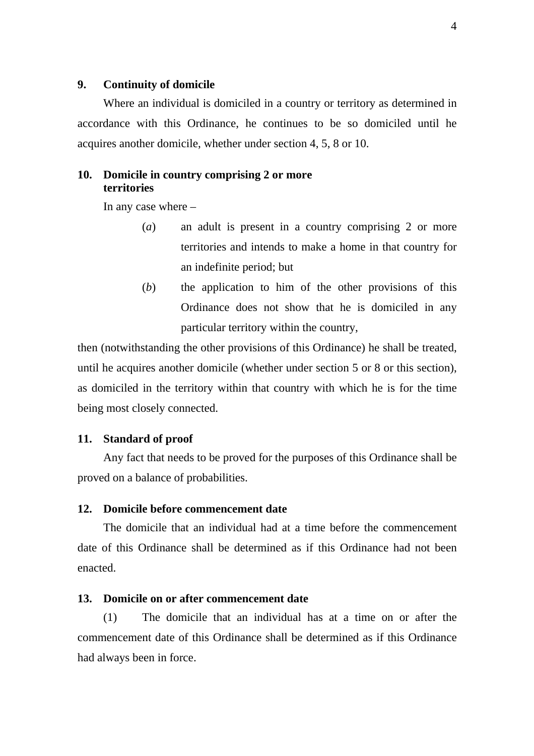### 9. Continuity of domicile

Where an individual is domiciled in a country or territory as determined in accordance with this Ordinance, he continues to be so domiciled until he acquires another domicile, whether under section 4, 5, 8 or 10.

### 10. Domicile in country comprising 2 or more territories

In any case where –

(*a*) an adult is present in a country comprising 2 or more territories and intends to make a home in that country for an indefinite period; but

(*b*) the application to him of the other provisions of this Ordinance does not show that he is domiciled in any particular territory within the country,

then (notwithstanding the other provisions of this Ordinance) he shall be treated, until he acquires another domicile (whether under section 5 or 8 or this section), as domiciled in the territory within that country with which he is for the time being most closely connected.

### 11. Standard of proof

Any fact that needs to be proved for the purposes of this Ordinance shall be proved on a balance of probabilities.

### 12. Domicile before commencement date

The domicile that an individual had at a time before the commencement date of this Ordinance shall be determined as if this Ordinance had not been enacted.

### 13. Domicile on or after commencement date

(1) The domicile that an individual has at a time on or after the commencement date of this Ordinance shall be determined as if this Ordinance had always been in force.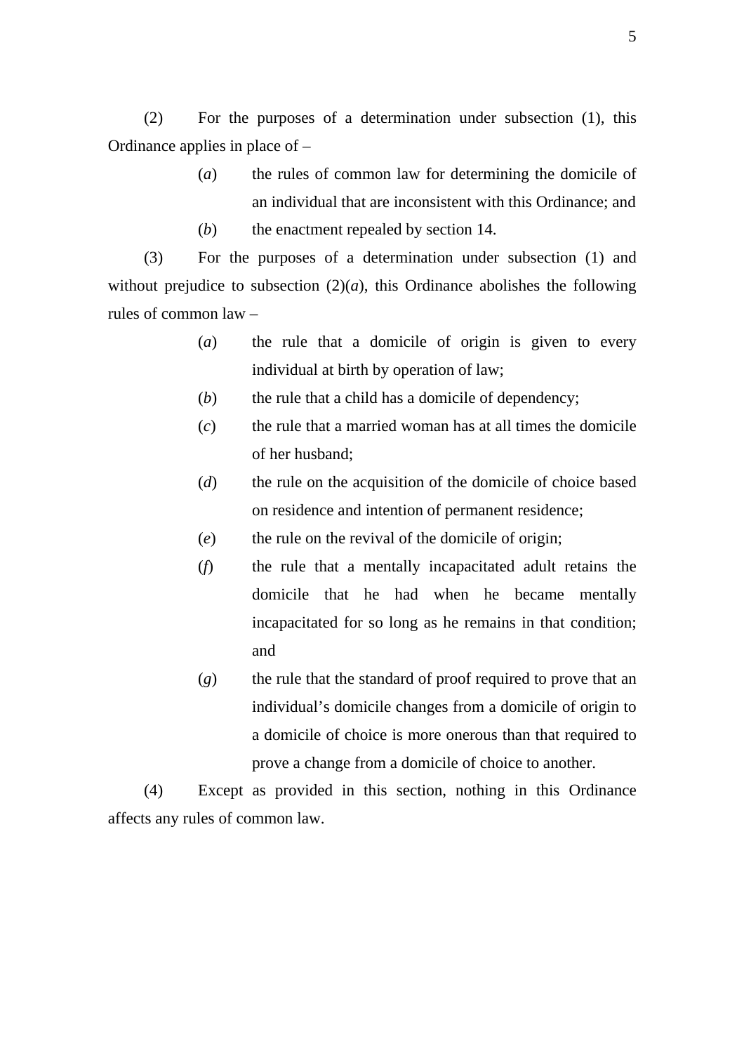(2) For the purposes of a determination under subsection (1), this Ordinance applies in place of –

(*a*) the rules of common law for determining the domicile of an individual that are inconsistent with this Ordinance; and

(*b*) the enactment repealed by section 14.

(3) For the purposes of a determination under subsection (1) and without prejudice to subsection (2)(*a*), this Ordinance abolishes the following rules of common law –

(*a*) the rule that a domicile of origin is given to every individual at birth by operation of law;

(*b*) the rule that a child has a domicile of dependency;

(*c*) the rule that a married woman has at all times the domicile of her husband;

(*d*) the rule on the acquisition of the domicile of choice based on residence and intention of permanent residence;

(*e*) the rule on the revival of the domicile of origin;

(*f*) the rule that a mentally incapacitated adult retains the domicile that he had when he became mentally incapacitated for so long as he remains in that condition; and

(*g*) the rule that the standard of proof required to prove that an individual's domicile changes from a domicile of origin to a domicile of choice is more onerous than that required to prove a change from a domicile of choice to another.

(4) Except as provided in this section, nothing in this Ordinance affects any rules of common law.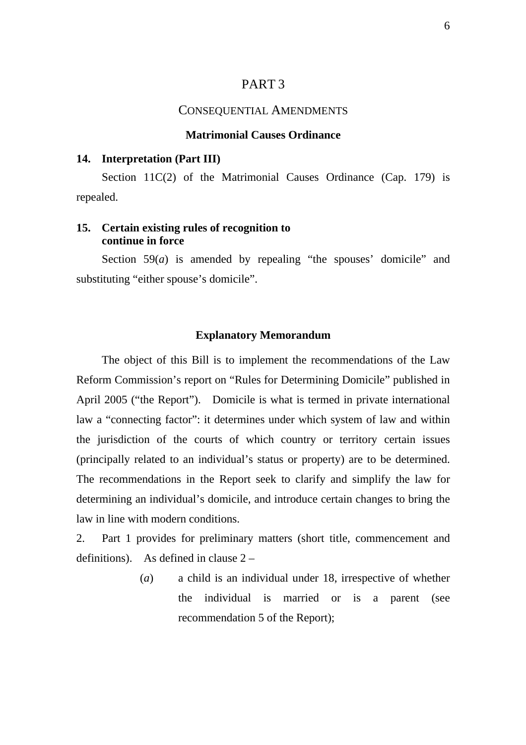# PART 3

## CONSEQUENTIAL AMENDMENTS

### Matrimonial Causes Ordinance

**14. Interpretation (Part III)**

Section 11C(2) of the Matrimonial Causes Ordinance (Cap. 179) is repealed.

**15. Certain existing rules of recognition to continue in force**

Section 59(*a*) is amended by repealing "the spouses' domicile" and substituting "either spouse's domicile".

### Explanatory Memorandum

The object of this Bill is to implement the recommendations of the Law Reform Commission's report on "Rules for Determining Domicile" published in April 2005 ("the Report"). Domicile is what is termed in private international law a "connecting factor": it determines under which system of law and within the jurisdiction of the courts of which country or territory certain issues (principally related to an individual's status or property) are to be determined. The recommendations in the Report seek to clarify and simplify the law for determining an individual's domicile, and introduce certain changes to bring the law in line with modern conditions.

2. Part 1 provides for preliminary matters (short title, commencement and definitions). As defined in clause 2 –

(*a*) a child is an individual under 18, irrespective of whether the individual is married or is a parent (see recommendation 5 of the Report);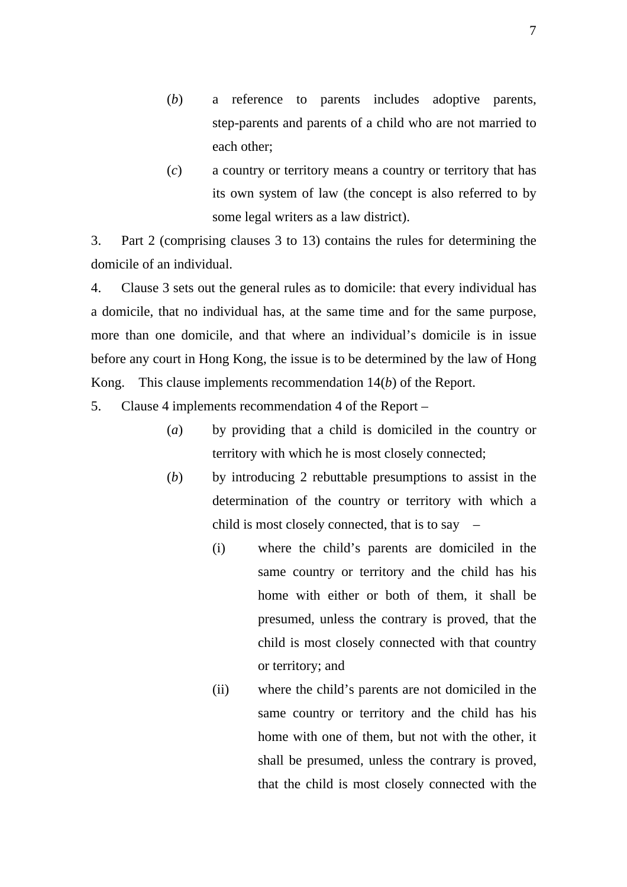(*b*) a reference to parents includes adoptive parents, step-parents and parents of a child who are not married to each other;

(*c*) a country or territory means a country or territory that has its own system of law (the concept is also referred to by some legal writers as a law district).

3. Part 2 (comprising clauses 3 to 13) contains the rules for determining the domicile of an individual.

4. Clause 3 sets out the general rules as to domicile: that every individual has a domicile, that no individual has, at the same time and for the same purpose, more than one domicile, and that where an individual's domicile is in issue before any court in Hong Kong, the issue is to be determined by the law of Hong Kong. This clause implements recommendation 14(*b*) of the Report.

5. Clause 4 implements recommendation 4 of the Report –

(*a*) by providing that a child is domiciled in the country or territory with which he is most closely connected;

(*b*) by introducing 2 rebuttable presumptions to assist in the determination of the country or territory with which a child is most closely connected, that is to say –

(i) where the child's parents are domiciled in the same country or territory and the child has his home with either or both of them, it shall be presumed, unless the contrary is proved, that the child is most closely connected with that country or territory; and

(ii) where the child's parents are not domiciled in the same country or territory and the child has his home with one of them, but not with the other, it shall be presumed, unless the contrary is proved, that the child is most closely connected with the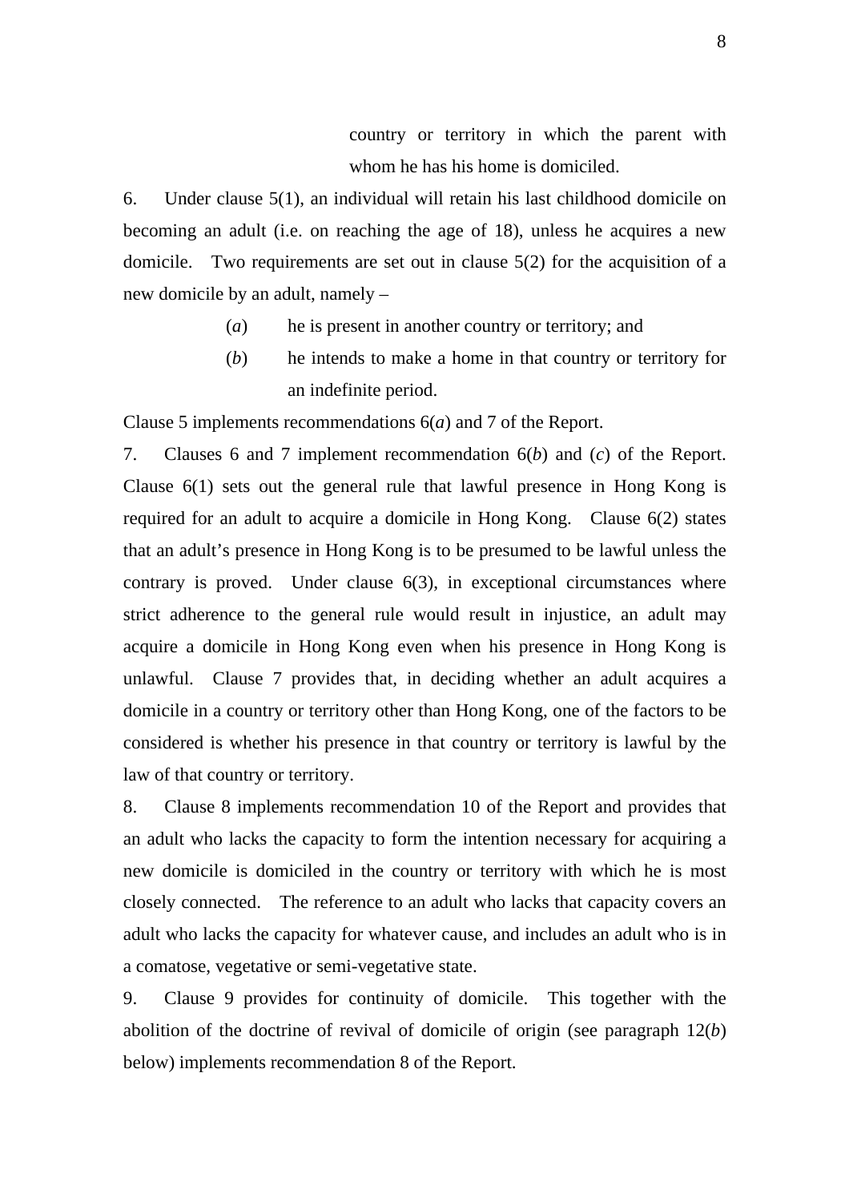country or territory in which the parent with whom he has his home is domiciled.

6. Under clause 5(1), an individual will retain his last childhood domicile on becoming an adult (i.e. on reaching the age of 18), unless he acquires a new domicile. Two requirements are set out in clause 5(2) for the acquisition of a new domicile by an adult, namely –

(*a*) he is present in another country or territory; and

(*b*) he intends to make a home in that country or territory for an indefinite period.

Clause 5 implements recommendations 6(*a*) and 7 of the Report.

7. Clauses 6 and 7 implement recommendation 6(*b*) and (*c*) of the Report. Clause 6(1) sets out the general rule that lawful presence in Hong Kong is required for an adult to acquire a domicile in Hong Kong. Clause 6(2) states that an adult's presence in Hong Kong is to be presumed to be lawful unless the contrary is proved. Under clause 6(3), in exceptional circumstances where strict adherence to the general rule would result in injustice, an adult may acquire a domicile in Hong Kong even when his presence in Hong Kong is unlawful. Clause 7 provides that, in deciding whether an adult acquires a domicile in a country or territory other than Hong Kong, one of the factors to be considered is whether his presence in that country or territory is lawful by the law of that country or territory.

8. Clause 8 implements recommendation 10 of the Report and provides that an adult who lacks the capacity to form the intention necessary for acquiring a new domicile is domiciled in the country or territory with which he is most closely connected. The reference to an adult who lacks that capacity covers an adult who lacks the capacity for whatever cause, and includes an adult who is in a comatose, vegetative or semi-vegetative state.

9. Clause 9 provides for continuity of domicile. This together with the abolition of the doctrine of revival of domicile of origin (see paragraph 12(*b*) below) implements recommendation 8 of the Report.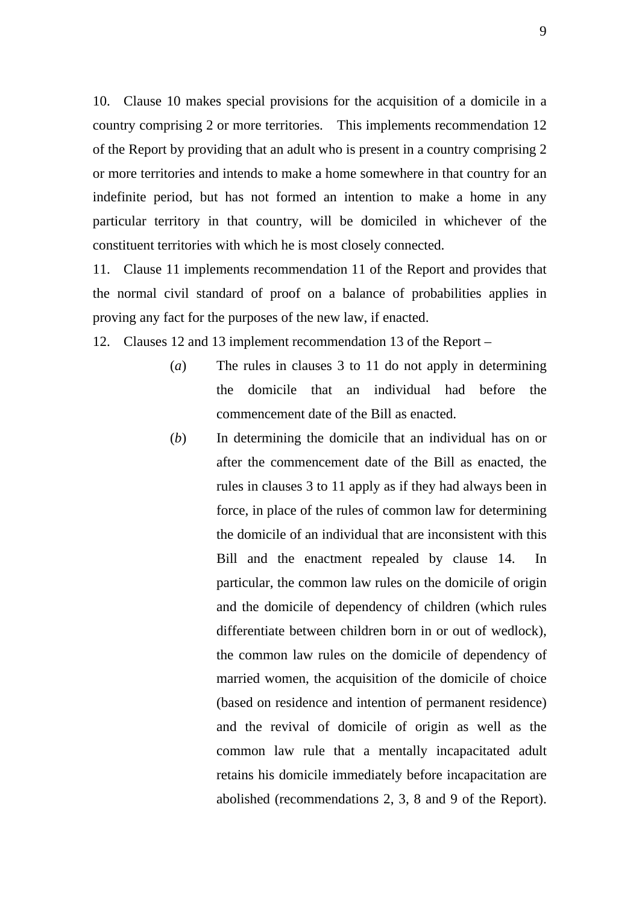10. Clause 10 makes special provisions for the acquisition of a domicile in a country comprising 2 or more territories. This implements recommendation 12 of the Report by providing that an adult who is present in a country comprising 2 or more territories and intends to make a home somewhere in that country for an indefinite period, but has not formed an intention to make a home in any particular territory in that country, will be domiciled in whichever of the constituent territories with which he is most closely connected.

11. Clause 11 implements recommendation 11 of the Report and provides that the normal civil standard of proof on a balance of probabilities applies in proving any fact for the purposes of the new law, if enacted.

12. Clauses 12 and 13 implement recommendation 13 of the Report –

(*a*) The rules in clauses 3 to 11 do not apply in determining the domicile that an individual had before the commencement date of the Bill as enacted.

(*b*) In determining the domicile that an individual has on or after the commencement date of the Bill as enacted, the rules in clauses 3 to 11 apply as if they had always been in force, in place of the rules of common law for determining the domicile of an individual that are inconsistent with this Bill and the enactment repealed by clause 14. In particular, the common law rules on the domicile of origin and the domicile of dependency of children (which rules differentiate between children born in or out of wedlock), the common law rules on the domicile of dependency of married women, the acquisition of the domicile of choice (based on residence and intention of permanent residence) and the revival of domicile of origin as well as the common law rule that a mentally incapacitated adult retains his domicile immediately before incapacitation are abolished (recommendations 2, 3, 8 and 9 of the Report).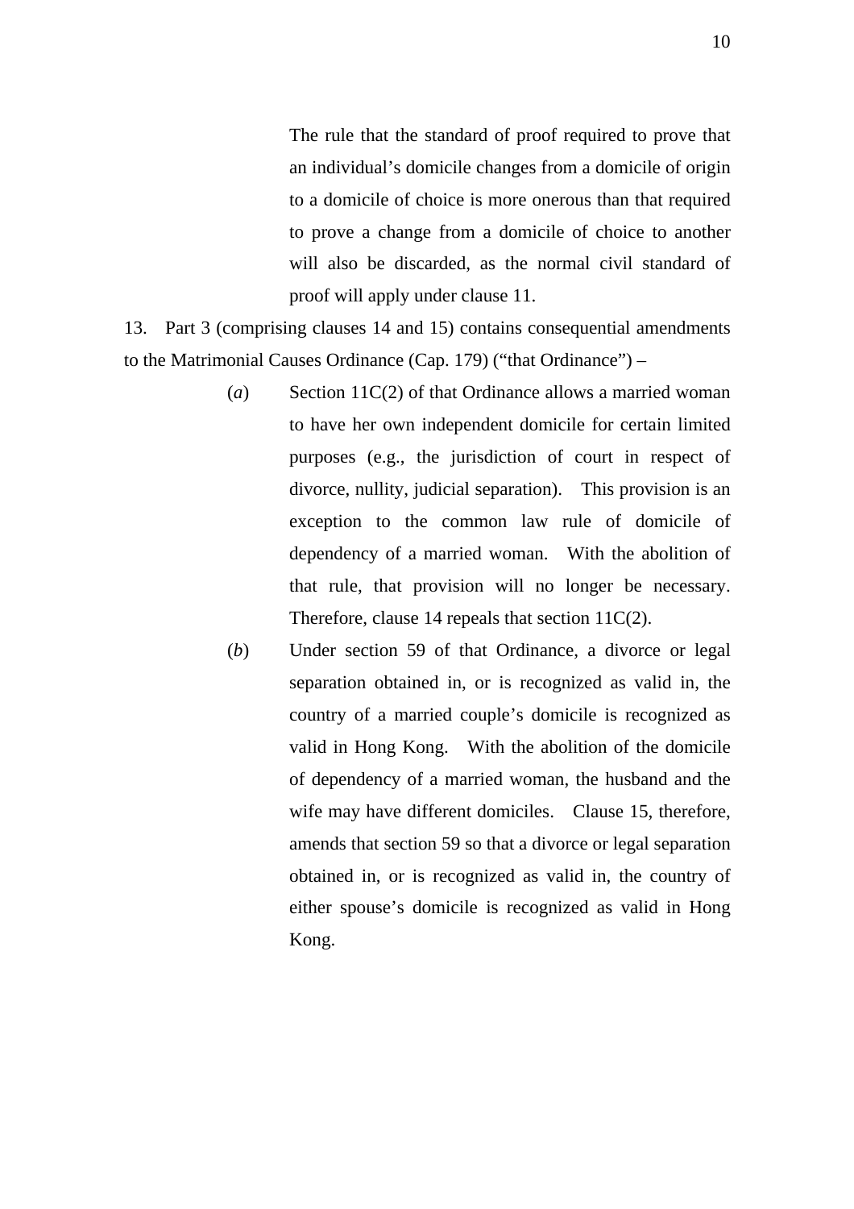The rule that the standard of proof required to prove that an individual's domicile changes from a domicile of origin to a domicile of choice is more onerous than that required to prove a change from a domicile of choice to another will also be discarded, as the normal civil standard of proof will apply under clause 11.

13. Part 3 (comprising clauses 14 and 15) contains consequential amendments to the Matrimonial Causes Ordinance (Cap. 179) ("that Ordinance") –

(*a*) Section 11C(2) of that Ordinance allows a married woman to have her own independent domicile for certain limited purposes (e.g., the jurisdiction of court in respect of divorce, nullity, judicial separation). This provision is an exception to the common law rule of domicile of dependency of a married woman. With the abolition of that rule, that provision will no longer be necessary. Therefore, clause 14 repeals that section 11C(2).

(*b*) Under section 59 of that Ordinance, a divorce or legal separation obtained in, or is recognized as valid in, the country of a married couple's domicile is recognized as valid in Hong Kong. With the abolition of the domicile of dependency of a married woman, the husband and the wife may have different domiciles. Clause 15, therefore, amends that section 59 so that a divorce or legal separation obtained in, or is recognized as valid in, the country of either spouse's domicile is recognized as valid in Hong Kong.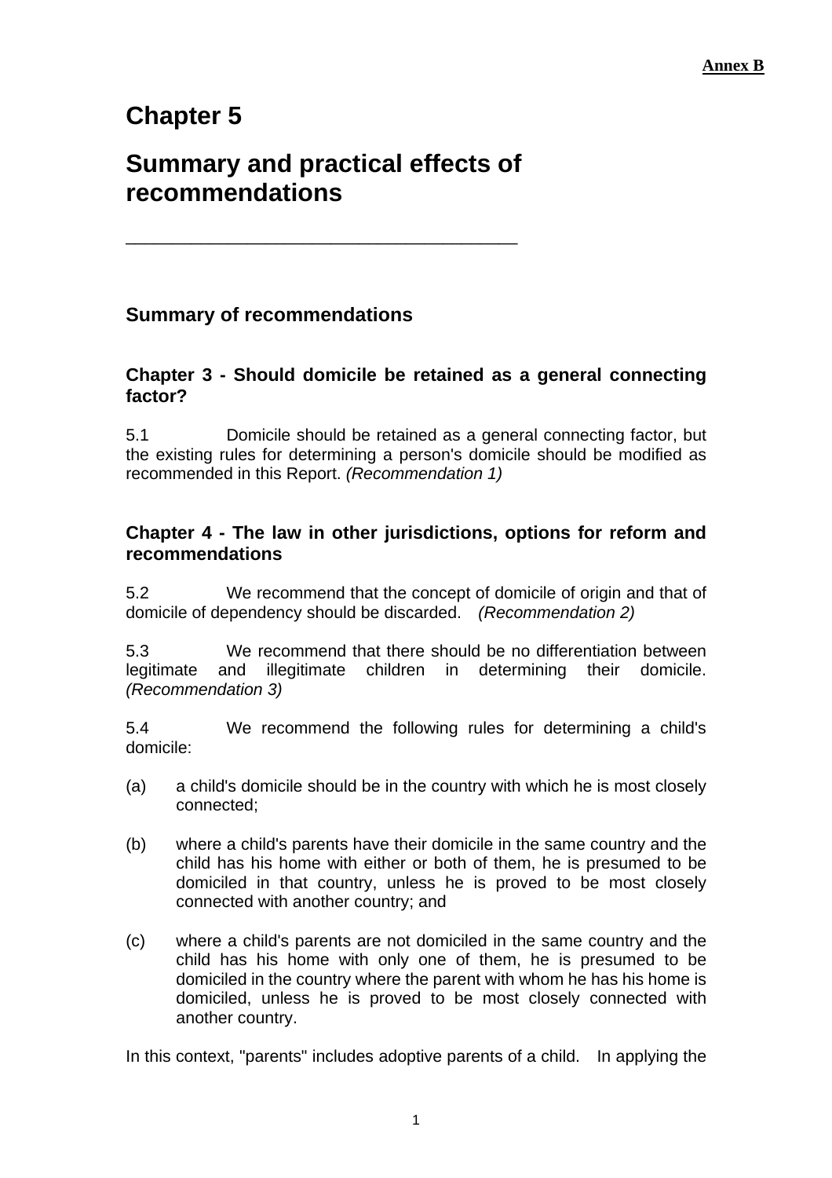**Annex B**

# Chapter 5

# Summary and practical effects of recommendations

## Summary of recommendations

### Chapter 3 - Should domicile be retained as a general connecting factor?

5.1 Domicile should be retained as a general connecting factor, but the existing rules for determining a person's domicile should be modified as recommended in this Report. *(Recommendation 1)*

### Chapter 4 - The law in other jurisdictions, options for reform and recommendations

5.2 We recommend that the concept of domicile of origin and that of domicile of dependency should be discarded. *(Recommendation 2)*

5.3 We recommend that there should be no differentiation between legitimate and illegitimate children in determining their domicile. *(Recommendation 3)*

5.4 We recommend the following rules for determining a child's domicile:

(a) a child's domicile should be in the country with which he is most closely connected;

(b) where a child's parents have their domicile in the same country and the child has his home with either or both of them, he is presumed to be domiciled in that country, unless he is proved to be most closely connected with another country; and

(c) where a child's parents are not domiciled in the same country and the child has his home with only one of them, he is presumed to be domiciled in the country where the parent with whom he has his home is domiciled, unless he is proved to be most closely connected with another country.

In this context, "parents" includes adoptive parents of a child. In applying the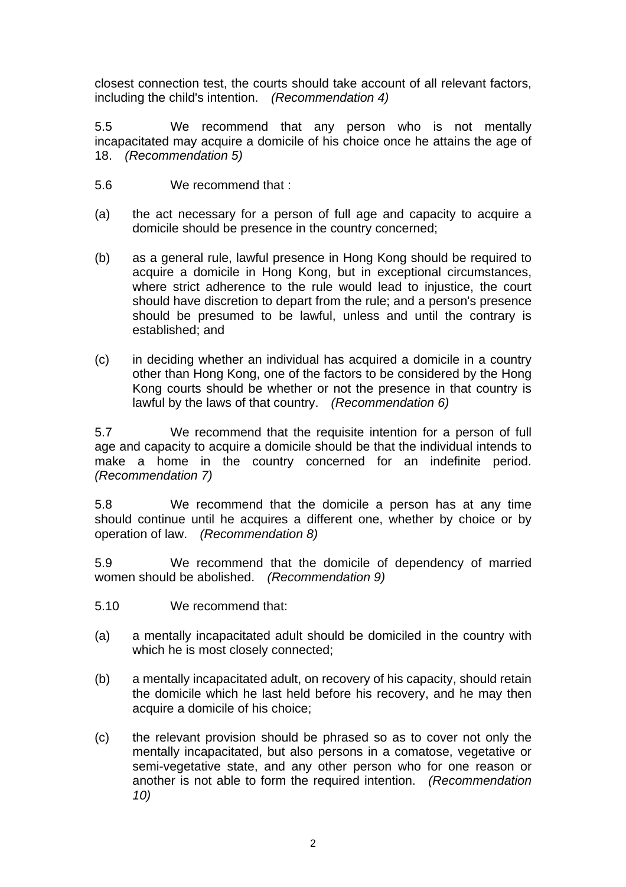closest connection test, the courts should take account of all relevant factors, including the child's intention. *(Recommendation 4)*

5.5 We recommend that any person who is not mentally incapacitated may acquire a domicile of his choice once he attains the age of 18. *(Recommendation 5)*

5.6 We recommend that :

(a) the act necessary for a person of full age and capacity to acquire a domicile should be presence in the country concerned;

(b) as a general rule, lawful presence in Hong Kong should be required to acquire a domicile in Hong Kong, but in exceptional circumstances, where strict adherence to the rule would lead to injustice, the court should have discretion to depart from the rule; and a person's presence should be presumed to be lawful, unless and until the contrary is established; and

(c) in deciding whether an individual has acquired a domicile in a country other than Hong Kong, one of the factors to be considered by the Hong Kong courts should be whether or not the presence in that country is lawful by the laws of that country. *(Recommendation 6)*

5.7 We recommend that the requisite intention for a person of full age and capacity to acquire a domicile should be that the individual intends to make a home in the country concerned for an indefinite period. *(Recommendation 7)*

5.8 We recommend that the domicile a person has at any time should continue until he acquires a different one, whether by choice or by operation of law. *(Recommendation 8)*

5.9 We recommend that the domicile of dependency of married women should be abolished. *(Recommendation 9)*

5.10 We recommend that:

(a) a mentally incapacitated adult should be domiciled in the country with which he is most closely connected;

(b) a mentally incapacitated adult, on recovery of his capacity, should retain the domicile which he last held before his recovery, and he may then acquire a domicile of his choice;

(c) the relevant provision should be phrased so as to cover not only the mentally incapacitated, but also persons in a comatose, vegetative or semi-vegetative state, and any other person who for one reason or another is not able to form the required intention. *(Recommendation 10)*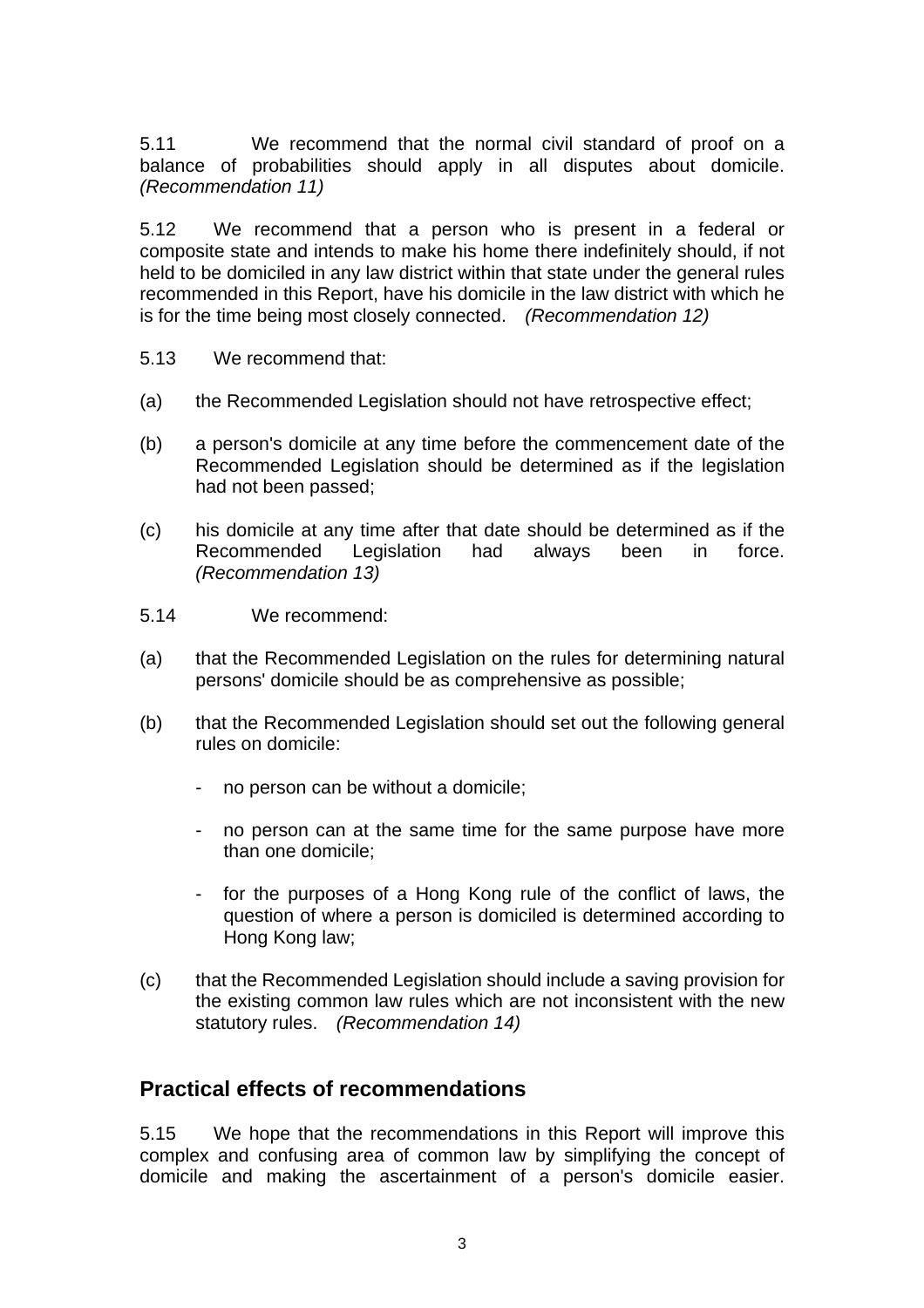5.11 We recommend that the normal civil standard of proof on a balance of probabilities should apply in all disputes about domicile. *(Recommendation 11)*

5.12 We recommend that a person who is present in a federal or composite state and intends to make his home there indefinitely should, if not held to be domiciled in any law district within that state under the general rules recommended in this Report, have his domicile in the law district with which he is for the time being most closely connected. *(Recommendation 12)*

5.13 We recommend that:

(a) the Recommended Legislation should not have retrospective effect;

(b) a person's domicile at any time before the commencement date of the Recommended Legislation should be determined as if the legislation had not been passed;

(c) his domicile at any time after that date should be determined as if the Recommended Legislation had always been in force. *(Recommendation 13)*

5.14 We recommend:

(a) that the Recommended Legislation on the rules for determining natural persons' domicile should be as comprehensive as possible;

(b) that the Recommended Legislation should set out the following general rules on domicile:

- no person can be without a domicile;
- no person can at the same time for the same purpose have more than one domicile;
- for the purposes of a Hong Kong rule of the conflict of laws, the question of where a person is domiciled is determined according to Hong Kong law;

(c) that the Recommended Legislation should include a saving provision for the existing common law rules which are not inconsistent with the new statutory rules. *(Recommendation 14)*

## Practical effects of recommendations

5.15 We hope that the recommendations in this Report will improve this complex and confusing area of common law by simplifying the concept of domicile and making the ascertainment of a person's domicile easier.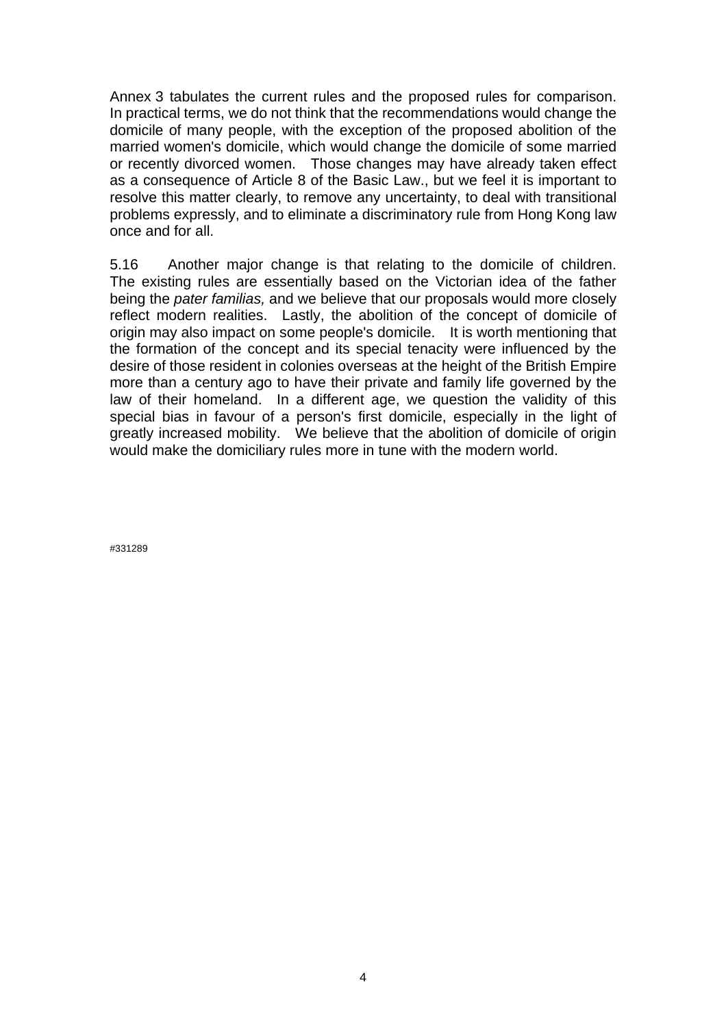Annex 3 tabulates the current rules and the proposed rules for comparison. In practical terms, we do not think that the recommendations would change the domicile of many people, with the exception of the proposed abolition of the married women's domicile, which would change the domicile of some married or recently divorced women. Those changes may have already taken effect as a consequence of Article 8 of the Basic Law., but we feel it is important to resolve this matter clearly, to remove any uncertainty, to deal with transitional problems expressly, and to eliminate a discriminatory rule from Hong Kong law once and for all.

5.16 Another major change is that relating to the domicile of children. The existing rules are essentially based on the Victorian idea of the father being the *pater familias,* and we believe that our proposals would more closely reflect modern realities. Lastly, the abolition of the concept of domicile of origin may also impact on some people's domicile. It is worth mentioning that the formation of the concept and its special tenacity were influenced by the desire of those resident in colonies overseas at the height of the British Empire more than a century ago to have their private and family life governed by the law of their homeland. In a different age, we question the validity of this special bias in favour of a person's first domicile, especially in the light of greatly increased mobility. We believe that the abolition of domicile of origin would make the domiciliary rules more in tune with the modern world.

#331289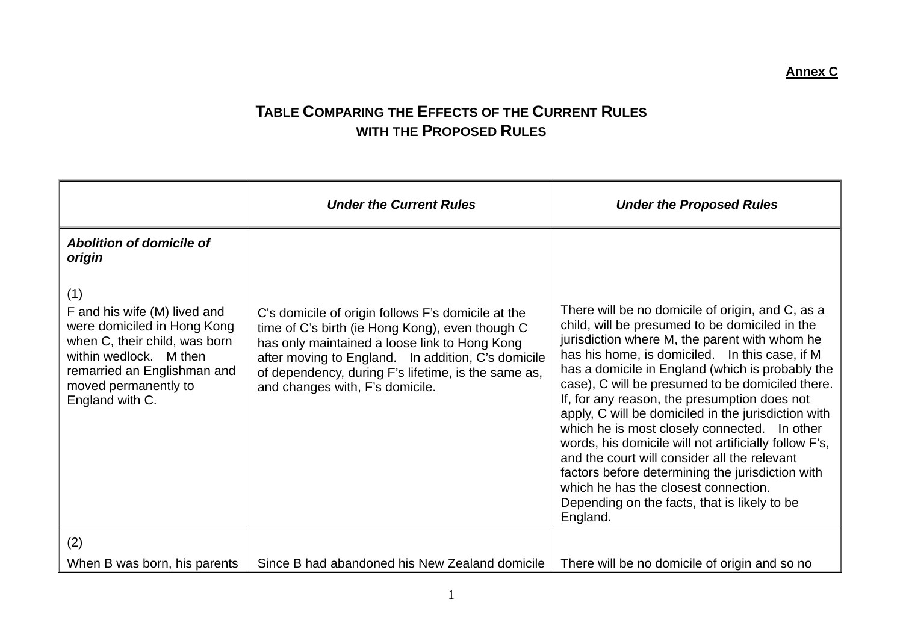**Annex C**

# TABLE COMPARING THE EFFECTS OF THE CURRENT RULES WITH THE PROPOSED RULES

| | *Under the Current Rules* | *Under the Proposed Rules* |
|---|---|---|
| ***Abolition of domicile of origin***<br><br>(1)<br>F and his wife (M) lived and were domiciled in Hong Kong when C, their child, was born within wedlock. M then remarried an Englishman and moved permanently to England with C. | C's domicile of origin follows F's domicile at the time of C's birth (ie Hong Kong), even though C has only maintained a loose link to Hong Kong after moving to England. In addition, C's domicile of dependency, during F's lifetime, is the same as, and changes with, F's domicile. | There will be no domicile of origin, and C, as a child, will be presumed to be domiciled in the jurisdiction where M, the parent with whom he has his home, is domiciled. In this case, if M has a domicile in England (which is probably the case), C will be presumed to be domiciled there. If, for any reason, the presumption does not apply, C will be domiciled in the jurisdiction with which he is most closely connected. In other words, his domicile will not artificially follow F's, and the court will consider all the relevant factors before determining the jurisdiction with which he has the closest connection. Depending on the facts, that is likely to be England. |
| (2)<br>When B was born, his parents | Since B had abandoned his New Zealand domicile | There will be no domicile of origin and so no |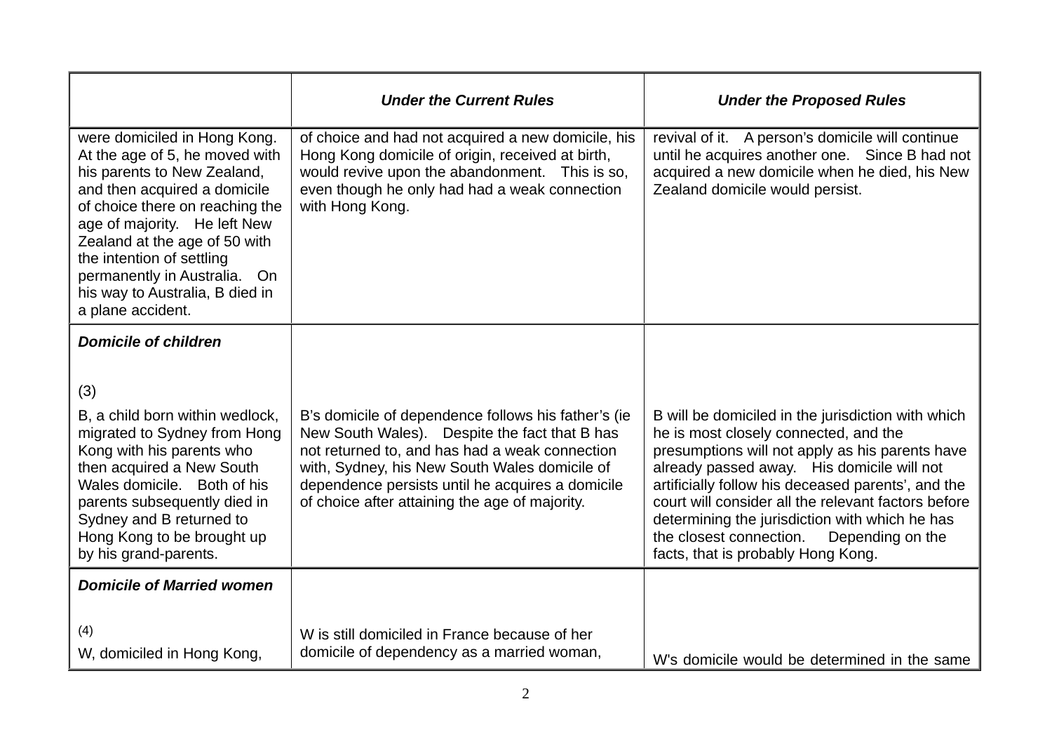| | *Under the Current Rules* | *Under the Proposed Rules* |
|---|---|---|
| were domiciled in Hong Kong. At the age of 5, he moved with his parents to New Zealand, and then acquired a domicile of choice there on reaching the age of majority. He left New Zealand at the age of 50 with the intention of settling permanently in Australia. On his way to Australia, B died in a plane accident. | of choice and had not acquired a new domicile, his Hong Kong domicile of origin, received at birth, would revive upon the abandonment. This is so, even though he only had had a weak connection with Hong Kong. | revival of it. A person's domicile will continue until he acquires another one. Since B had not acquired a new domicile when he died, his New Zealand domicile would persist. |
| ***Domicile of children***<br><br>(3)<br><br>B, a child born within wedlock, migrated to Sydney from Hong Kong with his parents who then acquired a New South Wales domicile. Both of his parents subsequently died in Sydney and B returned to Hong Kong to be brought up by his grand-parents. | B's domicile of dependence follows his father's (ie New South Wales). Despite the fact that B has not returned to, and has had a weak connection with, Sydney, his New South Wales domicile of dependence persists until he acquires a domicile of choice after attaining the age of majority. | B will be domiciled in the jurisdiction with which he is most closely connected, and the presumptions will not apply as his parents have already passed away. His domicile will not artificially follow his deceased parents', and the court will consider all the relevant factors before determining the jurisdiction with which he has the closest connection. Depending on the facts, that is probably Hong Kong. |
| ***Domicile of Married women***<br><br>(4)<br><br>W, domiciled in Hong Kong, | W is still domiciled in France because of her domicile of dependency as a married woman, | W's domicile would be determined in the same |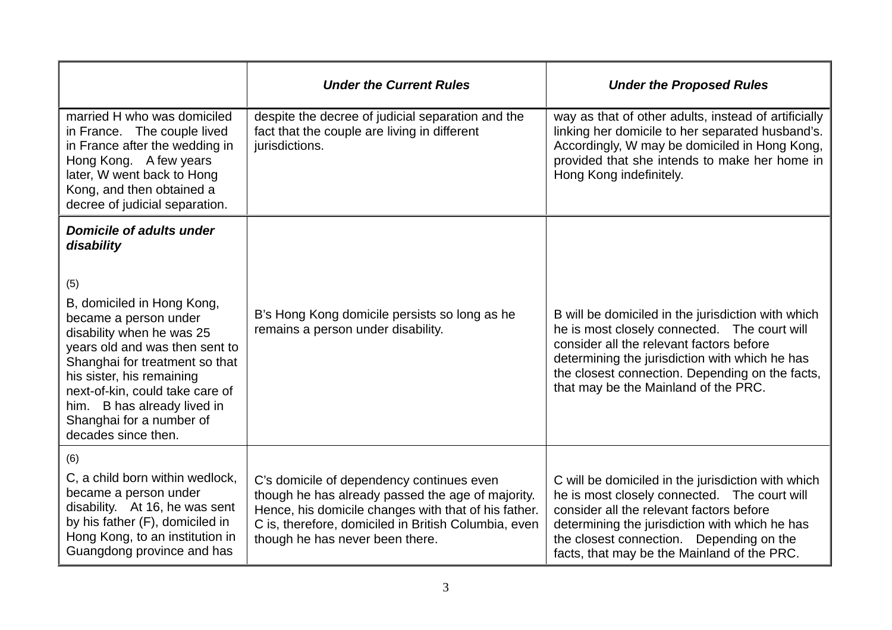| | *Under the Current Rules* | *Under the Proposed Rules* |
|---|---|---|
| married H who was domiciled in France. The couple lived in France after the wedding in Hong Kong. A few years later, W went back to Hong Kong, and then obtained a decree of judicial separation. | despite the decree of judicial separation and the fact that the couple are living in different jurisdictions. | way as that of other adults, instead of artificially linking her domicile to her separated husband's. Accordingly, W may be domiciled in Hong Kong, provided that she intends to make her home in Hong Kong indefinitely. |
| ***Domicile of adults under disability*** <br><br> (5) <br> B, domiciled in Hong Kong, became a person under disability when he was 25 years old and was then sent to Shanghai for treatment so that his sister, his remaining next-of-kin, could take care of him. B has already lived in Shanghai for a number of decades since then. | B's Hong Kong domicile persists so long as he remains a person under disability. | B will be domiciled in the jurisdiction with which he is most closely connected. The court will consider all the relevant factors before determining the jurisdiction with which he has the closest connection. Depending on the facts, that may be the Mainland of the PRC. |
| (6) <br> C, a child born within wedlock, became a person under disability. At 16, he was sent by his father (F), domiciled in Hong Kong, to an institution in Guangdong province and has | C's domicile of dependency continues even though he has already passed the age of majority. Hence, his domicile changes with that of his father. C is, therefore, domiciled in British Columbia, even though he has never been there. | C will be domiciled in the jurisdiction with which he is most closely connected. The court will consider all the relevant factors before determining the jurisdiction with which he has the closest connection. Depending on the facts, that may be the Mainland of the PRC. |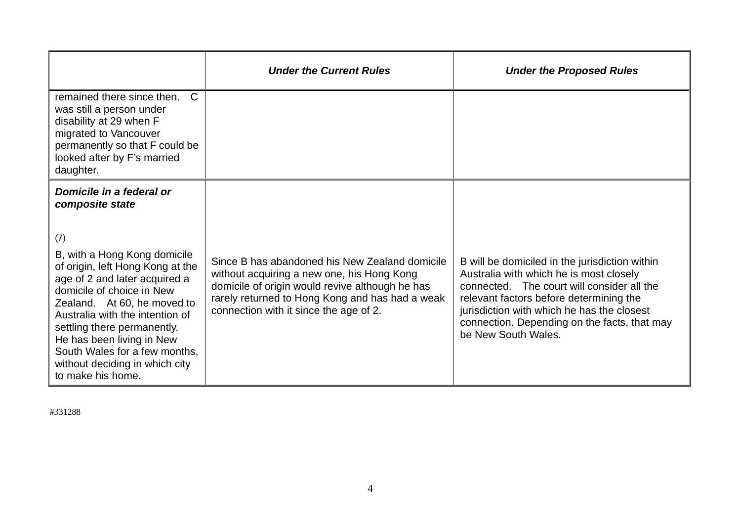| | ***Under the Current Rules*** | ***Under the Proposed Rules*** |
|---|---|---|
| remained there since then. C was still a person under disability at 29 when F migrated to Vancouver permanently so that F could be looked after by F's married daughter. | | |
| ***Domicile in a federal or composite state*** <br><br> (7) <br><br> B, with a Hong Kong domicile of origin, left Hong Kong at the age of 2 and later acquired a domicile of choice in New Zealand. At 60, he moved to Australia with the intention of settling there permanently. He has been living in New South Wales for a few months, without deciding in which city to make his home. | Since B has abandoned his New Zealand domicile without acquiring a new one, his Hong Kong domicile of origin would revive although he has rarely returned to Hong Kong and has had a weak connection with it since the age of 2. | B will be domiciled in the jurisdiction within Australia with which he is most closely connected. The court will consider all the relevant factors before determining the jurisdiction with which he has the closest connection. Depending on the facts, that may be New South Wales. |

#331288